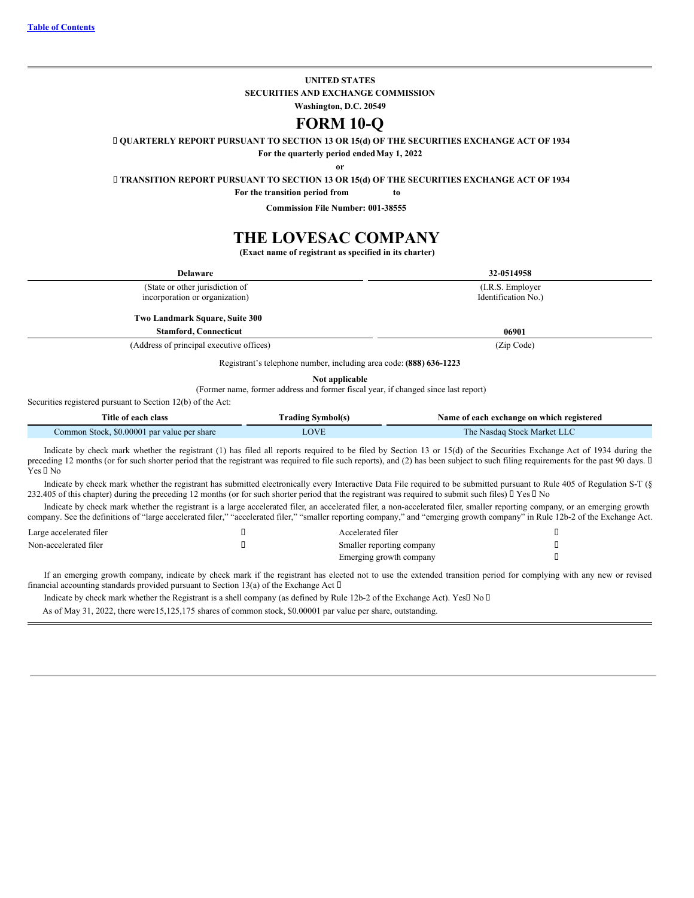Table of Contents

**UNITED STATES**

**SECURITIES AND EXCHANGE COMMISSION**

**Washington, D.C. 20549**

# FORM 10-Q

☒ **QUARTERLY REPORT PURSUANT TO SECTION 13 OR 15(d) OF THE SECURITIES EXCHANGE ACT OF 1934**

**For the quarterly period ended May 1, 2022**

**or**

☐ **TRANSITION REPORT PURSUANT TO SECTION 13 OR 15(d) OF THE SECURITIES EXCHANGE ACT OF 1934**

**For the transition period from to**

**Commission File Number: 001-38555**

# THE LOVESAC COMPANY

**(Exact name of registrant as specified in its charter)**

| **Delaware** | **32-0514958** |
|---|---|
| (State or other jurisdiction of incorporation or organization) | (I.R.S. Employer Identification No.) |

| **Two Landmark Square, Suite 300 Stamford, Connecticut** | **06901** |
|---|---|
| (Address of principal executive offices) | (Zip Code) |

Registrant's telephone number, including area code: **(888) 636-1223**

**Not applicable**

(Former name, former address and former fiscal year, if changed since last report)

Securities registered pursuant to Section 12(b) of the Act:

| Title of each class | Trading Symbol(s) | Name of each exchange on which registered |
|---|---|---|
| Common Stock, $0.00001 par value per share | LOVE | The Nasdaq Stock Market LLC |

Indicate by check mark whether the registrant (1) has filed all reports required to be filed by Section 13 or 15(d) of the Securities Exchange Act of 1934 during the preceding 12 months (or for such shorter period that the registrant was required to file such reports), and (2) has been subject to such filing requirements for the past 90 days. ☒ Yes ☐ No

Indicate by check mark whether the registrant has submitted electronically every Interactive Data File required to be submitted pursuant to Rule 405 of Regulation S-T (§ 232.405 of this chapter) during the preceding 12 months (or for such shorter period that the registrant was required to submit such files) ☒ Yes ☐ No

Indicate by check mark whether the registrant is a large accelerated filer, an accelerated filer, a non-accelerated filer, smaller reporting company, or an emerging growth company. See the definitions of "large accelerated filer," "accelerated filer," "smaller reporting company," and "emerging growth company" in Rule 12b-2 of the Exchange Act.

| | | | |
|---|---|---|---|
| Large accelerated filer | ☐ | Accelerated filer | ☒ |
| Non-accelerated filer | ☐ | Smaller reporting company | ☐ |
| | | Emerging growth company | ☐ |

If an emerging growth company, indicate by check mark if the registrant has elected not to use the extended transition period for complying with any new or revised financial accounting standards provided pursuant to Section 13(a) of the Exchange Act ☐

Indicate by check mark whether the Registrant is a shell company (as defined by Rule 12b-2 of the Exchange Act). Yes☐ No ☒

As of May 31, 2022, there were 15,125,175 shares of common stock, $0.00001 par value per share, outstanding.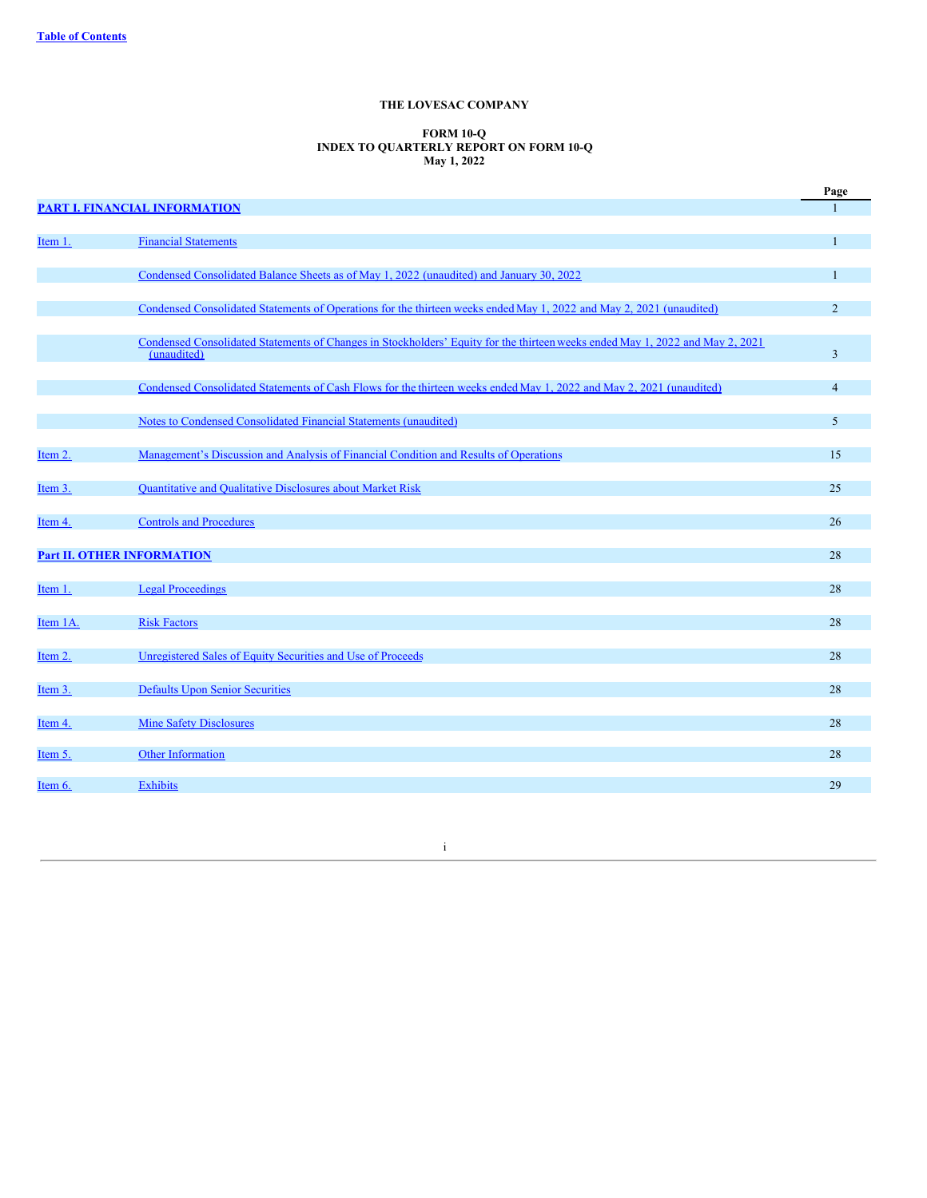**THE LOVESAC COMPANY**

**FORM 10-Q**
**INDEX TO QUARTERLY REPORT ON FORM 10-Q**
**May 1, 2022**

| | | Page |
|---|---|---|
| **PART I. FINANCIAL INFORMATION** | | 1 |
| Item 1. | Financial Statements | 1 |
| | Condensed Consolidated Balance Sheets as of May 1, 2022 (unaudited) and January 30, 2022 | 1 |
| | Condensed Consolidated Statements of Operations for the thirteen weeks ended May 1, 2022 and May 2, 2021 (unaudited) | 2 |
| | Condensed Consolidated Statements of Changes in Stockholders' Equity for the thirteen weeks ended May 1, 2022 and May 2, 2021 (unaudited) | 3 |
| | Condensed Consolidated Statements of Cash Flows for the thirteen weeks ended May 1, 2022 and May 2, 2021 (unaudited) | 4 |
| | Notes to Condensed Consolidated Financial Statements (unaudited) | 5 |
| Item 2. | Management's Discussion and Analysis of Financial Condition and Results of Operations | 15 |
| Item 3. | Quantitative and Qualitative Disclosures about Market Risk | 25 |
| Item 4. | Controls and Procedures | 26 |
| **Part II. OTHER INFORMATION** | | 28 |
| Item 1. | Legal Proceedings | 28 |
| Item 1A. | Risk Factors | 28 |
| Item 2. | Unregistered Sales of Equity Securities and Use of Proceeds | 28 |
| Item 3. | Defaults Upon Senior Securities | 28 |
| Item 4. | Mine Safety Disclosures | 28 |
| Item 5. | Other Information | 28 |
| Item 6. | Exhibits | 29 |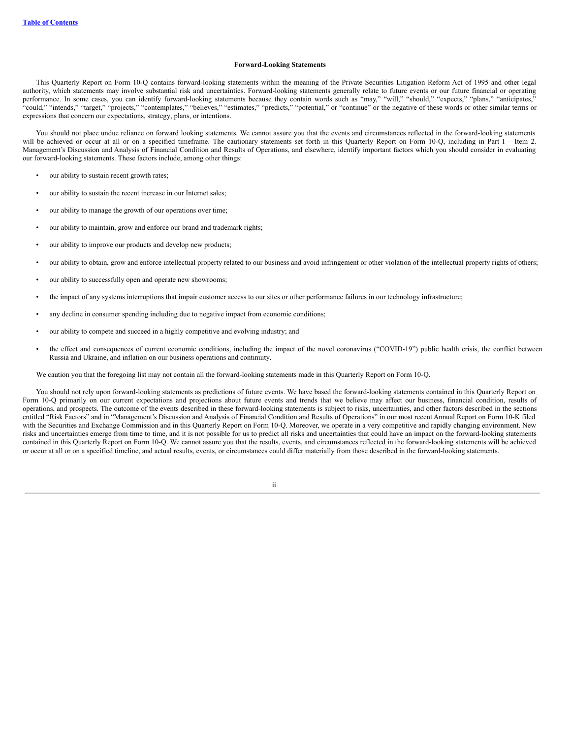## Forward-Looking Statements

This Quarterly Report on Form 10-Q contains forward-looking statements within the meaning of the Private Securities Litigation Reform Act of 1995 and other legal authority, which statements may involve substantial risk and uncertainties. Forward-looking statements generally relate to future events or our future financial or operating performance. In some cases, you can identify forward-looking statements because they contain words such as "may," "will," "should," "expects," "plans," "anticipates," "could," "intends," "target," "projects," "contemplates," "believes," "estimates," "predicts," "potential," or "continue" or the negative of these words or other similar terms or expressions that concern our expectations, strategy, plans, or intentions.

You should not place undue reliance on forward looking statements. We cannot assure you that the events and circumstances reflected in the forward-looking statements will be achieved or occur at all or on a specified timeframe. The cautionary statements set forth in this Quarterly Report on Form 10-Q, including in Part I – Item 2. Management's Discussion and Analysis of Financial Condition and Results of Operations, and elsewhere, identify important factors which you should consider in evaluating our forward-looking statements. These factors include, among other things:

- our ability to sustain recent growth rates;
- our ability to sustain the recent increase in our Internet sales;
- our ability to manage the growth of our operations over time;
- our ability to maintain, grow and enforce our brand and trademark rights;
- our ability to improve our products and develop new products;
- our ability to obtain, grow and enforce intellectual property related to our business and avoid infringement or other violation of the intellectual property rights of others;
- our ability to successfully open and operate new showrooms;
- the impact of any systems interruptions that impair customer access to our sites or other performance failures in our technology infrastructure;
- any decline in consumer spending including due to negative impact from economic conditions;
- our ability to compete and succeed in a highly competitive and evolving industry; and
- the effect and consequences of current economic conditions, including the impact of the novel coronavirus ("COVID-19") public health crisis, the conflict between Russia and Ukraine, and inflation on our business operations and continuity.

We caution you that the foregoing list may not contain all the forward-looking statements made in this Quarterly Report on Form 10-Q.

You should not rely upon forward-looking statements as predictions of future events. We have based the forward-looking statements contained in this Quarterly Report on Form 10-Q primarily on our current expectations and projections about future events and trends that we believe may affect our business, financial condition, results of operations, and prospects. The outcome of the events described in these forward-looking statements is subject to risks, uncertainties, and other factors described in the sections entitled "Risk Factors" and in "Management's Discussion and Analysis of Financial Condition and Results of Operations" in our most recent Annual Report on Form 10-K filed with the Securities and Exchange Commission and in this Quarterly Report on Form 10-Q. Moreover, we operate in a very competitive and rapidly changing environment. New risks and uncertainties emerge from time to time, and it is not possible for us to predict all risks and uncertainties that could have an impact on the forward-looking statements contained in this Quarterly Report on Form 10-Q. We cannot assure you that the results, events, and circumstances reflected in the forward-looking statements will be achieved or occur at all or on a specified timeline, and actual results, events, or circumstances could differ materially from those described in the forward-looking statements.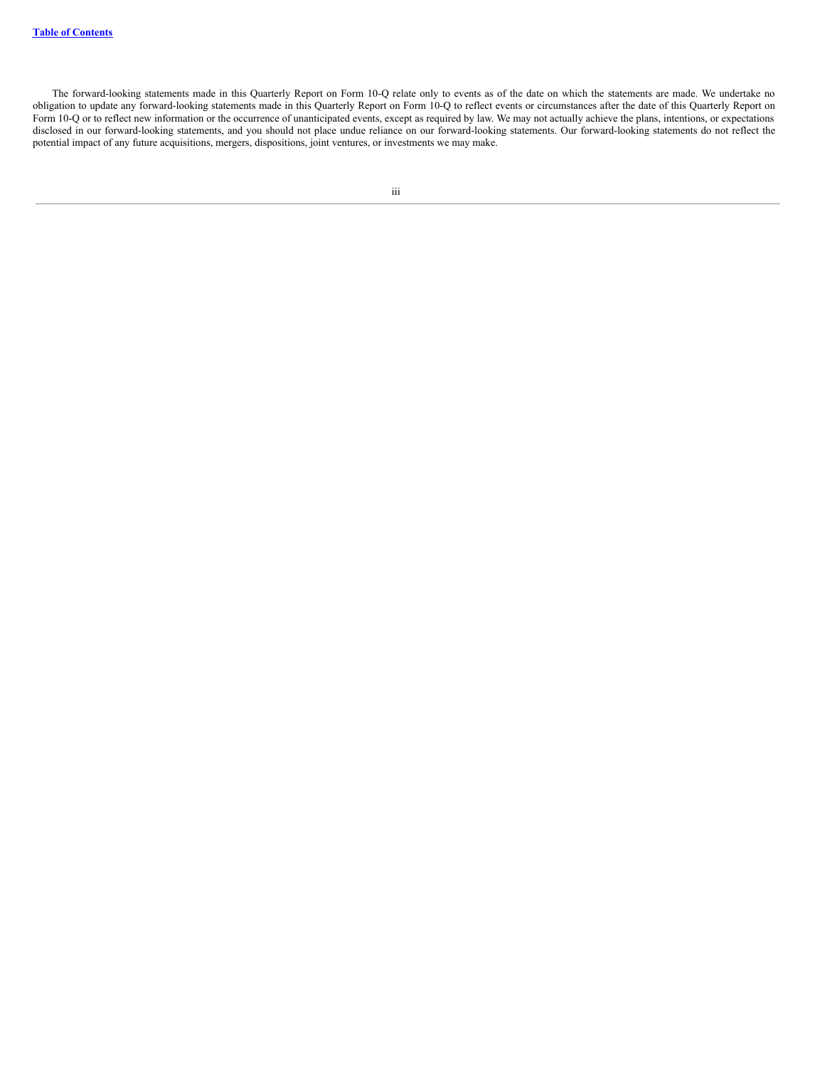The forward-looking statements made in this Quarterly Report on Form 10-Q relate only to events as of the date on which the statements are made. We undertake no obligation to update any forward-looking statements made in this Quarterly Report on Form 10-Q to reflect events or circumstances after the date of this Quarterly Report on Form 10-Q or to reflect new information or the occurrence of unanticipated events, except as required by law. We may not actually achieve the plans, intentions, or expectations disclosed in our forward-looking statements, and you should not place undue reliance on our forward-looking statements. Our forward-looking statements do not reflect the potential impact of any future acquisitions, mergers, dispositions, joint ventures, or investments we may make.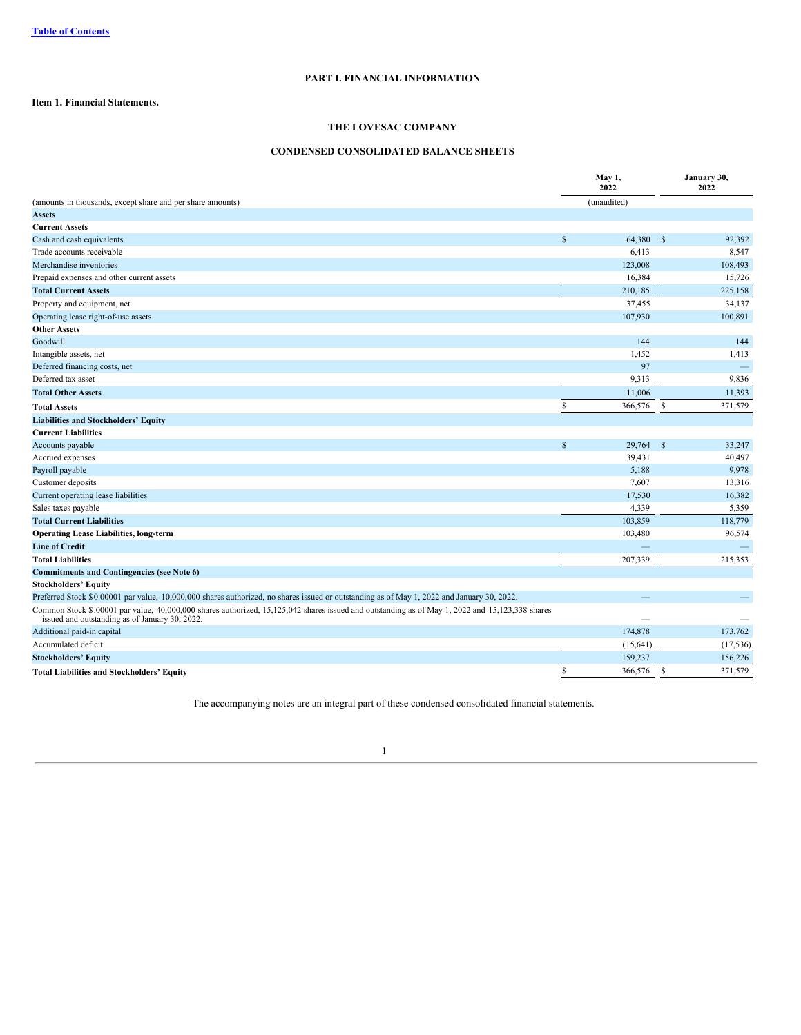# PART I. FINANCIAL INFORMATION

## Item 1. Financial Statements.

### THE LOVESAC COMPANY

### CONDENSED CONSOLIDATED BALANCE SHEETS

| (amounts in thousands, except share and per share amounts) | May 1, 2022 (unaudited) | January 30, 2022 |
|---|---|---|
| **Assets** | | |
| **Current Assets** | | |
| Cash and cash equivalents | $ 64,380 | $ 92,392 |
| Trade accounts receivable | 6,413 | 8,547 |
| Merchandise inventories | 123,008 | 108,493 |
| Prepaid expenses and other current assets | 16,384 | 15,726 |
| **Total Current Assets** | 210,185 | 225,158 |
| Property and equipment, net | 37,455 | 34,137 |
| Operating lease right-of-use assets | 107,930 | 100,891 |
| **Other Assets** | | |
| Goodwill | 144 | 144 |
| Intangible assets, net | 1,452 | 1,413 |
| Deferred financing costs, net | 97 | — |
| Deferred tax asset | 9,313 | 9,836 |
| **Total Other Assets** | 11,006 | 11,393 |
| **Total Assets** | $ 366,576 | $ 371,579 |
| **Liabilities and Stockholders' Equity** | | |
| **Current Liabilities** | | |
| Accounts payable | $ 29,764 | $ 33,247 |
| Accrued expenses | 39,431 | 40,497 |
| Payroll payable | 5,188 | 9,978 |
| Customer deposits | 7,607 | 13,316 |
| Current operating lease liabilities | 17,530 | 16,382 |
| Sales taxes payable | 4,339 | 5,359 |
| **Total Current Liabilities** | 103,859 | 118,779 |
| **Operating Lease Liabilities, long-term** | 103,480 | 96,574 |
| **Line of Credit** | — | — |
| **Total Liabilities** | 207,339 | 215,353 |
| **Commitments and Contingencies (see Note 6)** | | |
| **Stockholders' Equity** | | |
| Preferred Stock $0.00001 par value, 10,000,000 shares authorized, no shares issued or outstanding as of May 1, 2022 and January 30, 2022. | — | — |
| Common Stock $.00001 par value, 40,000,000 shares authorized, 15,125,042 shares issued and outstanding as of May 1, 2022 and 15,123,338 shares issued and outstanding as of January 30, 2022. | — | — |
| Additional paid-in capital | 174,878 | 173,762 |
| Accumulated deficit | (15,641) | (17,536) |
| **Stockholders' Equity** | 159,237 | 156,226 |
| **Total Liabilities and Stockholders' Equity** | $ 366,576 | $ 371,579 |

The accompanying notes are an integral part of these condensed consolidated financial statements.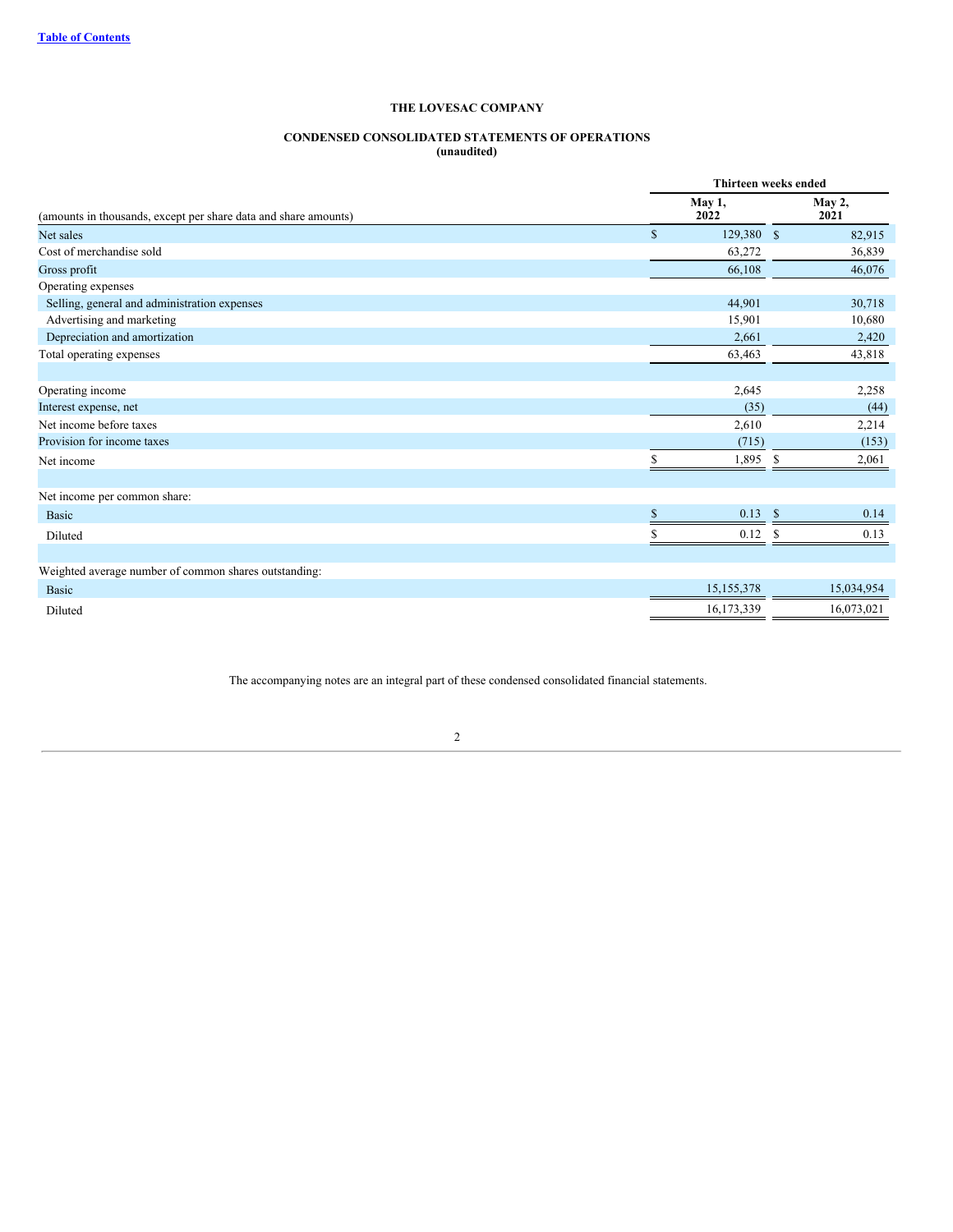[Table of Contents](#)

# THE LOVESAC COMPANY

## CONDENSED CONSOLIDATED STATEMENTS OF OPERATIONS
**(unaudited)**

| (amounts in thousands, except per share data and share amounts) | Thirteen weeks ended May 1, 2022 | Thirteen weeks ended May 2, 2021 |
|---|---|---|
| Net sales | $ 129,380 | $ 82,915 |
| Cost of merchandise sold | 63,272 | 36,839 |
| Gross profit | 66,108 | 46,076 |
| Operating expenses | | |
| Selling, general and administration expenses | 44,901 | 30,718 |
| Advertising and marketing | 15,901 | 10,680 |
| Depreciation and amortization | 2,661 | 2,420 |
| Total operating expenses | 63,463 | 43,818 |
| | | |
| Operating income | 2,645 | 2,258 |
| Interest expense, net | (35) | (44) |
| Net income before taxes | 2,610 | 2,214 |
| Provision for income taxes | (715) | (153) |
| Net income | $ 1,895 | $ 2,061 |
| | | |
| Net income per common share: | | |
| Basic | $ 0.13 | $ 0.14 |
| Diluted | $ 0.12 | $ 0.13 |
| | | |
| Weighted average number of common shares outstanding: | | |
| Basic | 15,155,378 | 15,034,954 |
| Diluted | 16,173,339 | 16,073,021 |

The accompanying notes are an integral part of these condensed consolidated financial statements.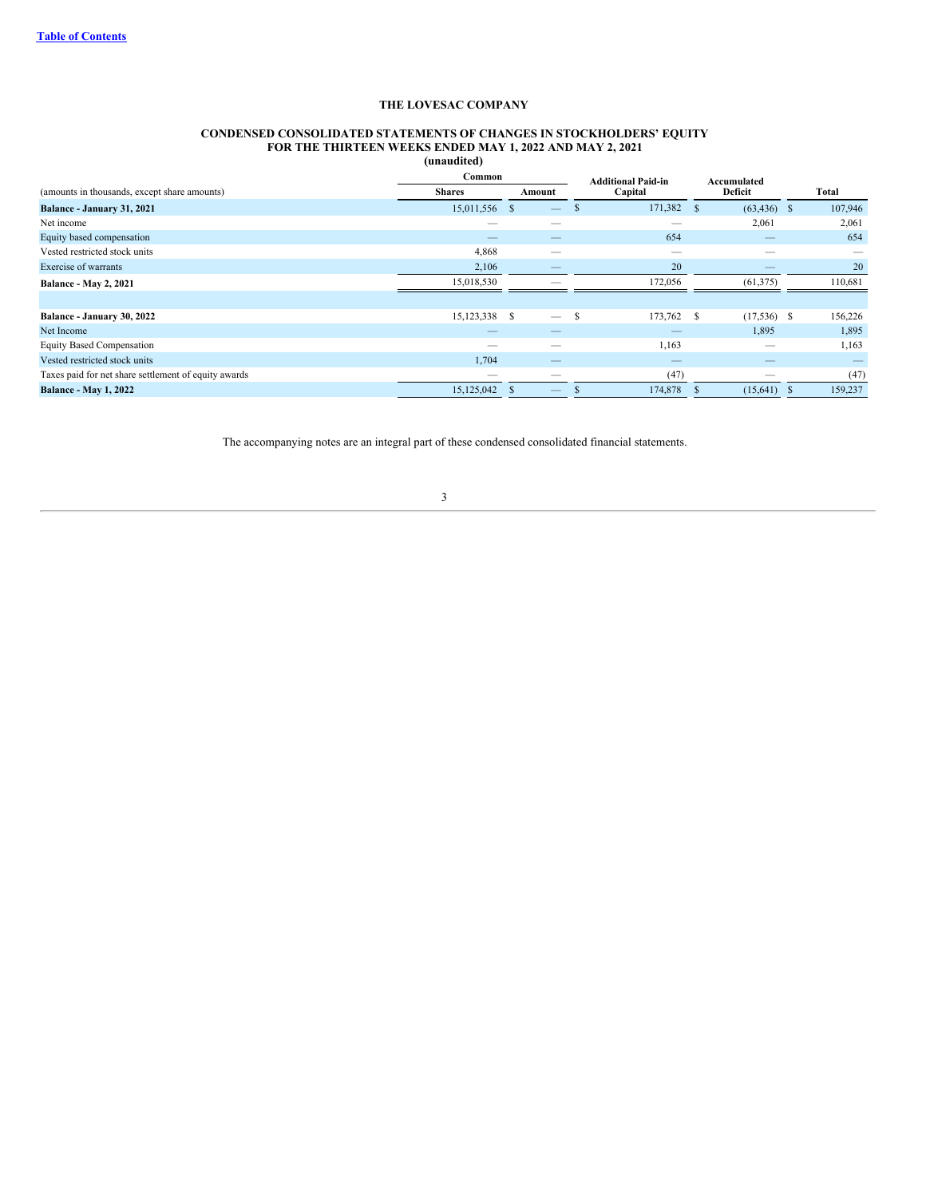THE LOVESAC COMPANY

CONDENSED CONSOLIDATED STATEMENTS OF CHANGES IN STOCKHOLDERS' EQUITY
FOR THE THIRTEEN WEEKS ENDED MAY 1, 2022 AND MAY 2, 2021
(unaudited)

| (amounts in thousands, except share amounts) | Common Shares | Common Amount | Additional Paid-in Capital | Accumulated Deficit | Total |
|---|---|---|---|---|---|
| **Balance - January 31, 2021** | 15,011,556 | $ — | $ 171,382 | $ (63,436) | $ 107,946 |
| Net income | — | — | — | 2,061 | 2,061 |
| Equity based compensation | — | — | 654 | — | 654 |
| Vested restricted stock units | 4,868 | — | — | — | — |
| Exercise of warrants | 2,106 | — | 20 | — | 20 |
| **Balance - May 2, 2021** | 15,018,530 | — | 172,056 | (61,375) | 110,681 |
| | | | | | |
| **Balance - January 30, 2022** | 15,123,338 | $ — | $ 173,762 | $ (17,536) | $ 156,226 |
| Net Income | — | — | — | 1,895 | 1,895 |
| Equity Based Compensation | — | — | 1,163 | — | 1,163 |
| Vested restricted stock units | 1,704 | — | — | — | — |
| Taxes paid for net share settlement of equity awards | — | — | (47) | — | (47) |
| **Balance - May 1, 2022** | 15,125,042 | $ — | $ 174,878 | $ (15,641) | $ 159,237 |

The accompanying notes are an integral part of these condensed consolidated financial statements.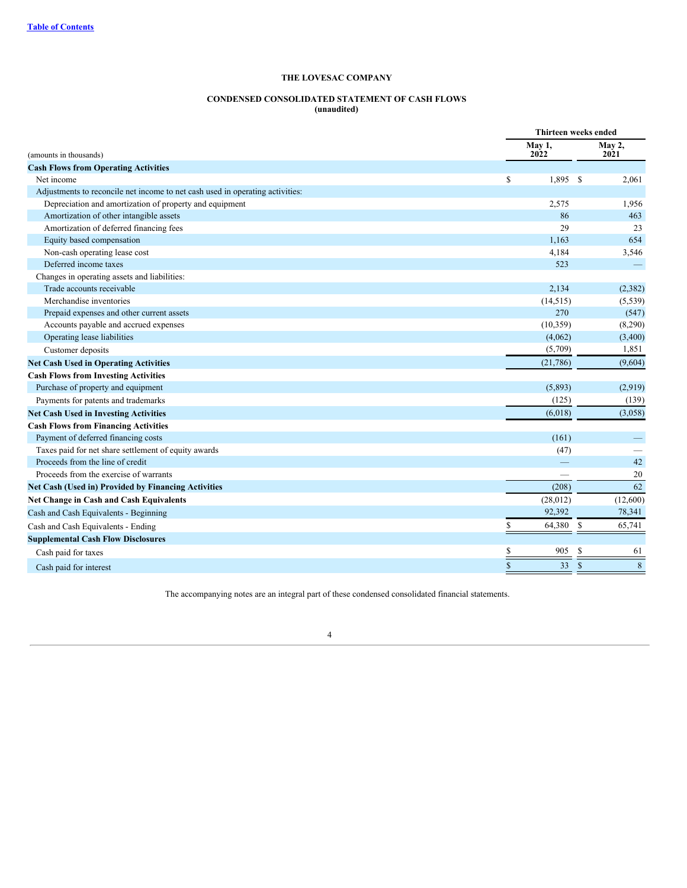[Table of Contents](#)

**THE LOVESAC COMPANY**

**CONDENSED CONSOLIDATED STATEMENT OF CASH FLOWS**
**(unaudited)**

| (amounts in thousands) | Thirteen weeks ended May 1, 2022 | Thirteen weeks ended May 2, 2021 |
|---|---|---|
| **Cash Flows from Operating Activities** | | |
| Net income | $ 1,895 | $ 2,061 |
| Adjustments to reconcile net income to net cash used in operating activities: | | |
| Depreciation and amortization of property and equipment | 2,575 | 1,956 |
| Amortization of other intangible assets | 86 | 463 |
| Amortization of deferred financing fees | 29 | 23 |
| Equity based compensation | 1,163 | 654 |
| Non-cash operating lease cost | 4,184 | 3,546 |
| Deferred income taxes | 523 | — |
| Changes in operating assets and liabilities: | | |
| Trade accounts receivable | 2,134 | (2,382) |
| Merchandise inventories | (14,515) | (5,539) |
| Prepaid expenses and other current assets | 270 | (547) |
| Accounts payable and accrued expenses | (10,359) | (8,290) |
| Operating lease liabilities | (4,062) | (3,400) |
| Customer deposits | (5,709) | 1,851 |
| **Net Cash Used in Operating Activities** | (21,786) | (9,604) |
| **Cash Flows from Investing Activities** | | |
| Purchase of property and equipment | (5,893) | (2,919) |
| Payments for patents and trademarks | (125) | (139) |
| **Net Cash Used in Investing Activities** | (6,018) | (3,058) |
| **Cash Flows from Financing Activities** | | |
| Payment of deferred financing costs | (161) | — |
| Taxes paid for net share settlement of equity awards | (47) | — |
| Proceeds from the line of credit | — | 42 |
| Proceeds from the exercise of warrants | — | 20 |
| **Net Cash (Used in) Provided by Financing Activities** | (208) | 62 |
| **Net Change in Cash and Cash Equivalents** | (28,012) | (12,600) |
| Cash and Cash Equivalents - Beginning | 92,392 | 78,341 |
| Cash and Cash Equivalents - Ending | $ 64,380 | $ 65,741 |
| **Supplemental Cash Flow Disclosures** | | |
| Cash paid for taxes | $ 905 | $ 61 |
| Cash paid for interest | $ 33 | $ 8 |

The accompanying notes are an integral part of these condensed consolidated financial statements.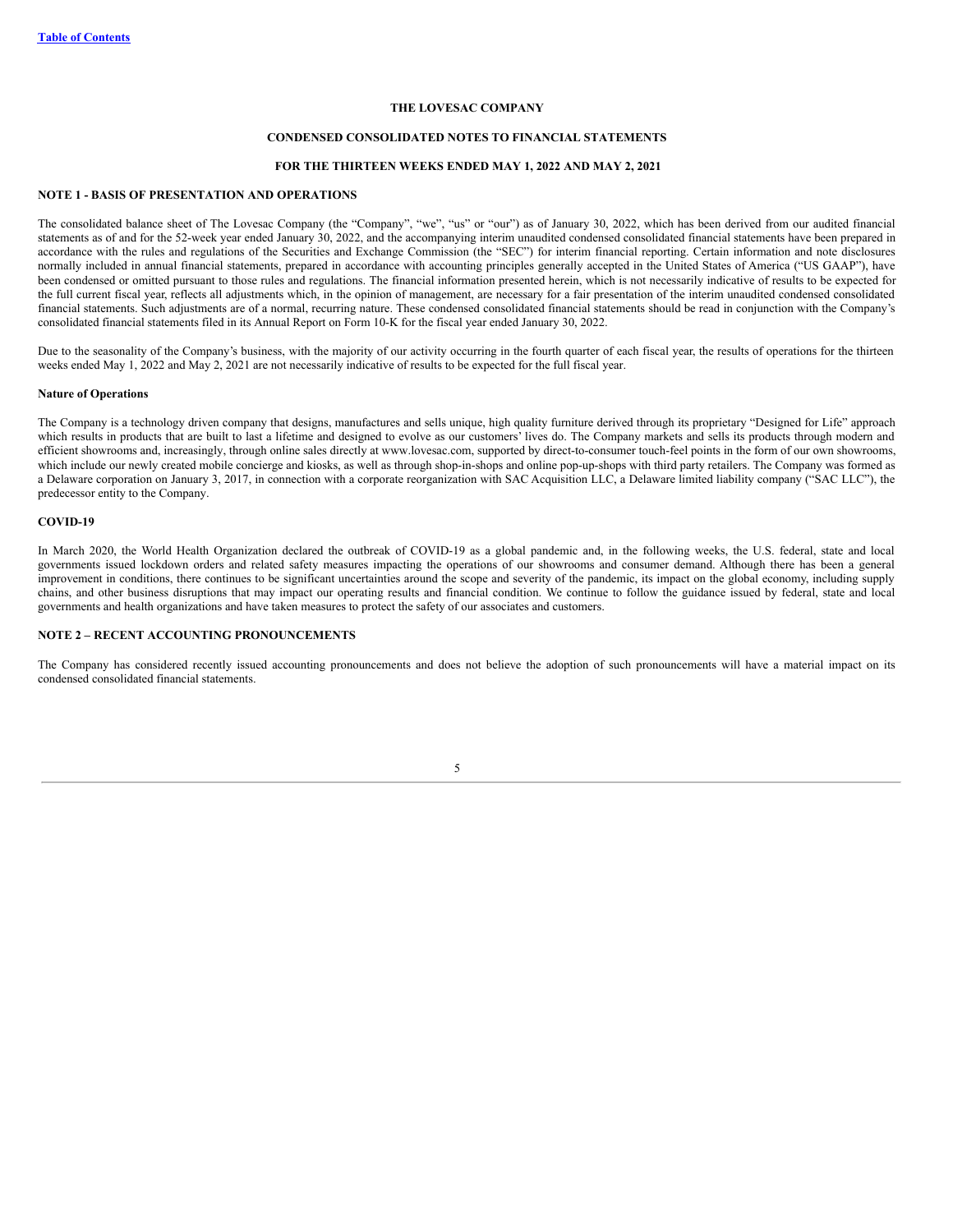**THE LOVESAC COMPANY**

**CONDENSED CONSOLIDATED NOTES TO FINANCIAL STATEMENTS**

**FOR THE THIRTEEN WEEKS ENDED MAY 1, 2022 AND MAY 2, 2021**

## NOTE 1 - BASIS OF PRESENTATION AND OPERATIONS

The consolidated balance sheet of The Lovesac Company (the "Company", "we", "us" or "our") as of January 30, 2022, which has been derived from our audited financial statements as of and for the 52-week year ended January 30, 2022, and the accompanying interim unaudited condensed consolidated financial statements have been prepared in accordance with the rules and regulations of the Securities and Exchange Commission (the "SEC") for interim financial reporting. Certain information and note disclosures normally included in annual financial statements, prepared in accordance with accounting principles generally accepted in the United States of America ("US GAAP"), have been condensed or omitted pursuant to those rules and regulations. The financial information presented herein, which is not necessarily indicative of results to be expected for the full current fiscal year, reflects all adjustments which, in the opinion of management, are necessary for a fair presentation of the interim unaudited condensed consolidated financial statements. Such adjustments are of a normal, recurring nature. These condensed consolidated financial statements should be read in conjunction with the Company's consolidated financial statements filed in its Annual Report on Form 10-K for the fiscal year ended January 30, 2022.

Due to the seasonality of the Company's business, with the majority of our activity occurring in the fourth quarter of each fiscal year, the results of operations for the thirteen weeks ended May 1, 2022 and May 2, 2021 are not necessarily indicative of results to be expected for the full fiscal year.

### Nature of Operations

The Company is a technology driven company that designs, manufactures and sells unique, high quality furniture derived through its proprietary "Designed for Life" approach which results in products that are built to last a lifetime and designed to evolve as our customers' lives do. The Company markets and sells its products through modern and efficient showrooms and, increasingly, through online sales directly at www.lovesac.com, supported by direct-to-consumer touch-feel points in the form of our own showrooms, which include our newly created mobile concierge and kiosks, as well as through shop-in-shops and online pop-up-shops with third party retailers. The Company was formed as a Delaware corporation on January 3, 2017, in connection with a corporate reorganization with SAC Acquisition LLC, a Delaware limited liability company ("SAC LLC"), the predecessor entity to the Company.

### COVID-19

In March 2020, the World Health Organization declared the outbreak of COVID-19 as a global pandemic and, in the following weeks, the U.S. federal, state and local governments issued lockdown orders and related safety measures impacting the operations of our showrooms and consumer demand. Although there has been a general improvement in conditions, there continues to be significant uncertainties around the scope and severity of the pandemic, its impact on the global economy, including supply chains, and other business disruptions that may impact our operating results and financial condition. We continue to follow the guidance issued by federal, state and local governments and health organizations and have taken measures to protect the safety of our associates and customers.

## NOTE 2 – RECENT ACCOUNTING PRONOUNCEMENTS

The Company has considered recently issued accounting pronouncements and does not believe the adoption of such pronouncements will have a material impact on its condensed consolidated financial statements.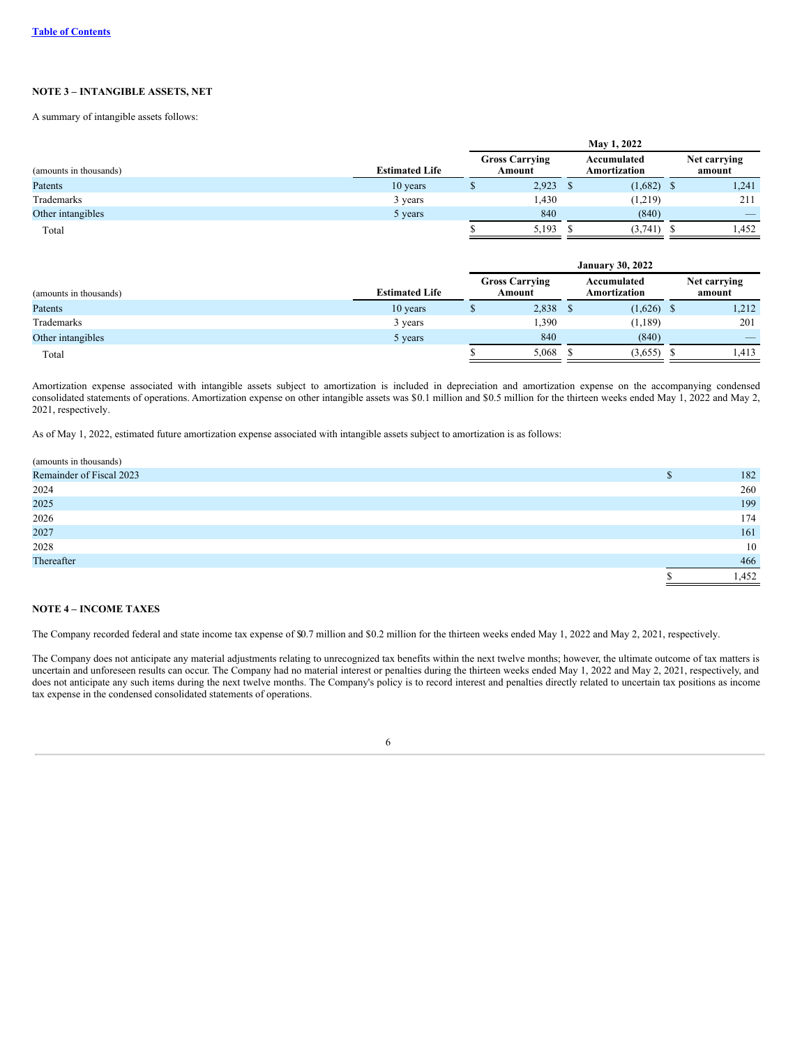### NOTE 3 – INTANGIBLE ASSETS, NET

A summary of intangible assets follows:

| | | May 1, 2022 | | |
|---|---|---|---|---|
| (amounts in thousands) | Estimated Life | Gross Carrying Amount | Accumulated Amortization | Net carrying amount |
| Patents | 10 years | $ 2,923 | $ (1,682) | $ 1,241 |
| Trademarks | 3 years | 1,430 | (1,219) | 211 |
| Other intangibles | 5 years | 840 | (840) | — |
| Total | | $ 5,193 | $ (3,741) | $ 1,452 |

| | | January 30, 2022 | | |
|---|---|---|---|---|
| (amounts in thousands) | Estimated Life | Gross Carrying Amount | Accumulated Amortization | Net carrying amount |
| Patents | 10 years | $ 2,838 | $ (1,626) | $ 1,212 |
| Trademarks | 3 years | 1,390 | (1,189) | 201 |
| Other intangibles | 5 years | 840 | (840) | — |
| Total | | $ 5,068 | $ (3,655) | $ 1,413 |

Amortization expense associated with intangible assets subject to amortization is included in depreciation and amortization expense on the accompanying condensed consolidated statements of operations. Amortization expense on other intangible assets was $0.1 million and $0.5 million for the thirteen weeks ended May 1, 2022 and May 2, 2021, respectively.

As of May 1, 2022, estimated future amortization expense associated with intangible assets subject to amortization is as follows:

| (amounts in thousands) | |
|---|---|
| Remainder of Fiscal 2023 | $ 182 |
| 2024 | 260 |
| 2025 | 199 |
| 2026 | 174 |
| 2027 | 161 |
| 2028 | 10 |
| Thereafter | 466 |
| | $ 1,452 |

### NOTE 4 – INCOME TAXES

The Company recorded federal and state income tax expense of $0.7 million and $0.2 million for the thirteen weeks ended May 1, 2022 and May 2, 2021, respectively.

The Company does not anticipate any material adjustments relating to unrecognized tax benefits within the next twelve months; however, the ultimate outcome of tax matters is uncertain and unforeseen results can occur. The Company had no material interest or penalties during the thirteen weeks ended May 1, 2022 and May 2, 2021, respectively, and does not anticipate any such items during the next twelve months. The Company's policy is to record interest and penalties directly related to uncertain tax positions as income tax expense in the condensed consolidated statements of operations.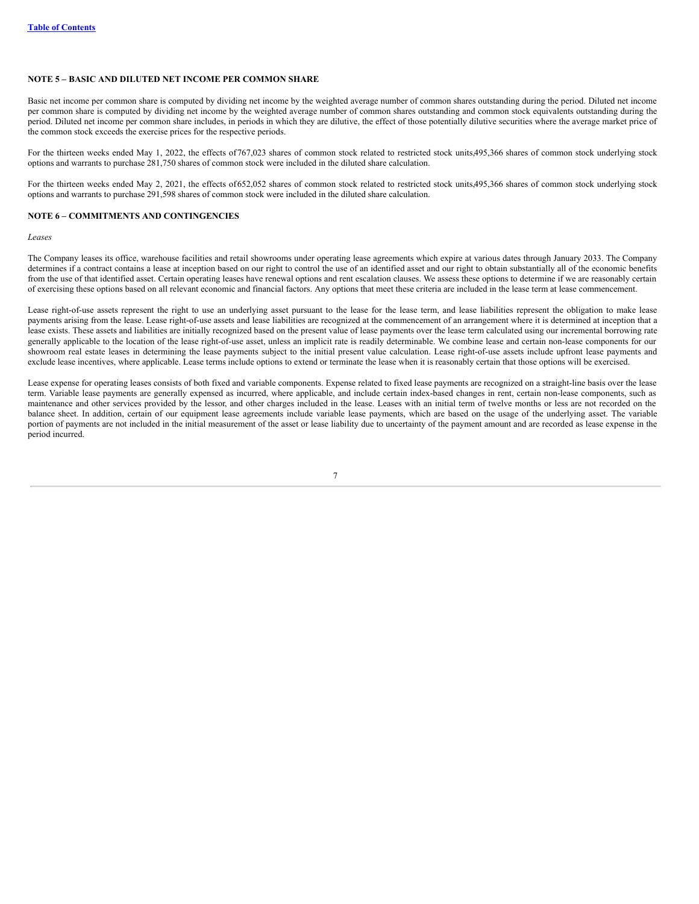[Table of Contents](#)

### NOTE 5 – BASIC AND DILUTED NET INCOME PER COMMON SHARE

Basic net income per common share is computed by dividing net income by the weighted average number of common shares outstanding during the period. Diluted net income per common share is computed by dividing net income by the weighted average number of common shares outstanding and common stock equivalents outstanding during the period. Diluted net income per common share includes, in periods in which they are dilutive, the effect of those potentially dilutive securities where the average market price of the common stock exceeds the exercise prices for the respective periods.

For the thirteen weeks ended May 1, 2022, the effects of 767,023 shares of common stock related to restricted stock units, 495,366 shares of common stock underlying stock options and warrants to purchase 281,750 shares of common stock were included in the diluted share calculation.

For the thirteen weeks ended May 2, 2021, the effects of 652,052 shares of common stock related to restricted stock units, 495,366 shares of common stock underlying stock options and warrants to purchase 291,598 shares of common stock were included in the diluted share calculation.

### NOTE 6 – COMMITMENTS AND CONTINGENCIES

*Leases*

The Company leases its office, warehouse facilities and retail showrooms under operating lease agreements which expire at various dates through January 2033. The Company determines if a contract contains a lease at inception based on our right to control the use of an identified asset and our right to obtain substantially all of the economic benefits from the use of that identified asset. Certain operating leases have renewal options and rent escalation clauses. We assess these options to determine if we are reasonably certain of exercising these options based on all relevant economic and financial factors. Any options that meet these criteria are included in the lease term at lease commencement.

Lease right-of-use assets represent the right to use an underlying asset pursuant to the lease for the lease term, and lease liabilities represent the obligation to make lease payments arising from the lease. Lease right-of-use assets and lease liabilities are recognized at the commencement of an arrangement where it is determined at inception that a lease exists. These assets and liabilities are initially recognized based on the present value of lease payments over the lease term calculated using our incremental borrowing rate generally applicable to the location of the lease right-of-use asset, unless an implicit rate is readily determinable. We combine lease and certain non-lease components for our showroom real estate leases in determining the lease payments subject to the initial present value calculation. Lease right-of-use assets include upfront lease payments and exclude lease incentives, where applicable. Lease terms include options to extend or terminate the lease when it is reasonably certain that those options will be exercised.

Lease expense for operating leases consists of both fixed and variable components. Expense related to fixed lease payments are recognized on a straight-line basis over the lease term. Variable lease payments are generally expensed as incurred, where applicable, and include certain index-based changes in rent, certain non-lease components, such as maintenance and other services provided by the lessor, and other charges included in the lease. Leases with an initial term of twelve months or less are not recorded on the balance sheet. In addition, certain of our equipment lease agreements include variable lease payments, which are based on the usage of the underlying asset. The variable portion of payments are not included in the initial measurement of the asset or lease liability due to uncertainty of the payment amount and are recorded as lease expense in the period incurred.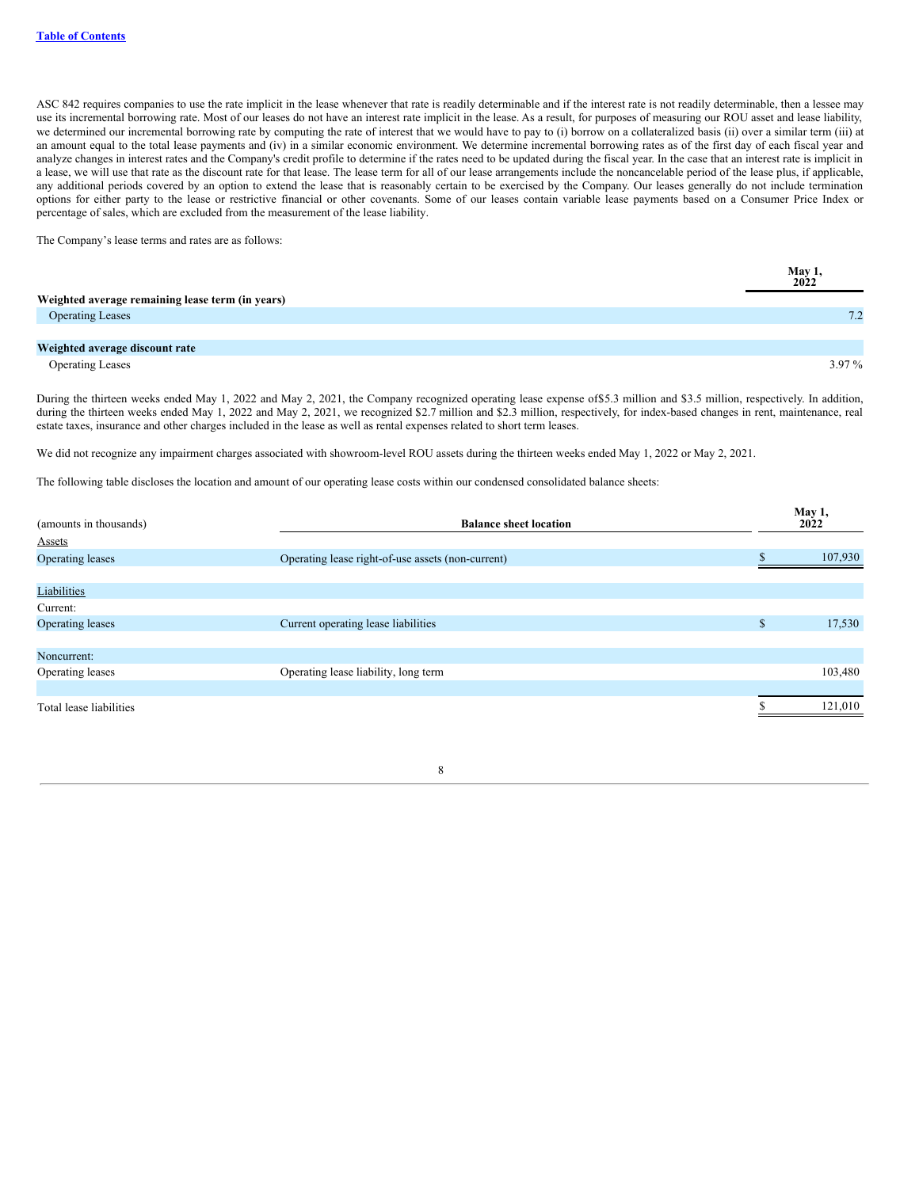ASC 842 requires companies to use the rate implicit in the lease whenever that rate is readily determinable and if the interest rate is not readily determinable, then a lessee may use its incremental borrowing rate. Most of our leases do not have an interest rate implicit in the lease. As a result, for purposes of measuring our ROU asset and lease liability, we determined our incremental borrowing rate by computing the rate of interest that we would have to pay to (i) borrow on a collateralized basis (ii) over a similar term (iii) at an amount equal to the total lease payments and (iv) in a similar economic environment. We determine incremental borrowing rates as of the first day of each fiscal year and analyze changes in interest rates and the Company's credit profile to determine if the rates need to be updated during the fiscal year. In the case that an interest rate is implicit in a lease, we will use that rate as the discount rate for that lease. The lease term for all of our lease arrangements include the noncancelable period of the lease plus, if applicable, any additional periods covered by an option to extend the lease that is reasonably certain to be exercised by the Company. Our leases generally do not include termination options for either party to the lease or restrictive financial or other covenants. Some of our leases contain variable lease payments based on a Consumer Price Index or percentage of sales, which are excluded from the measurement of the lease liability.

The Company's lease terms and rates are as follows:

| | May 1, 2022 |
|---|---|
| **Weighted average remaining lease term (in years)** | |
| Operating Leases | 7.2 |
| | |
| **Weighted average discount rate** | |
| Operating Leases | 3.97 % |

During the thirteen weeks ended May 1, 2022 and May 2, 2021, the Company recognized operating lease expense of$5.3 million and $3.5 million, respectively. In addition, during the thirteen weeks ended May 1, 2022 and May 2, 2021, we recognized $2.7 million and $2.3 million, respectively, for index-based changes in rent, maintenance, real estate taxes, insurance and other charges included in the lease as well as rental expenses related to short term leases.

We did not recognize any impairment charges associated with showroom-level ROU assets during the thirteen weeks ended May 1, 2022 or May 2, 2021.

The following table discloses the location and amount of our operating lease costs within our condensed consolidated balance sheets:

| (amounts in thousands) | Balance sheet location | May 1, 2022 |
|---|---|---|
| Assets | | |
| Operating leases | Operating lease right-of-use assets (non-current) | $ 107,930 |
| | | |
| Liabilities | | |
| Current: | | |
| Operating leases | Current operating lease liabilities | $ 17,530 |
| | | |
| Noncurrent: | | |
| Operating leases | Operating lease liability, long term | 103,480 |
| | | |
| Total lease liabilities | | $ 121,010 |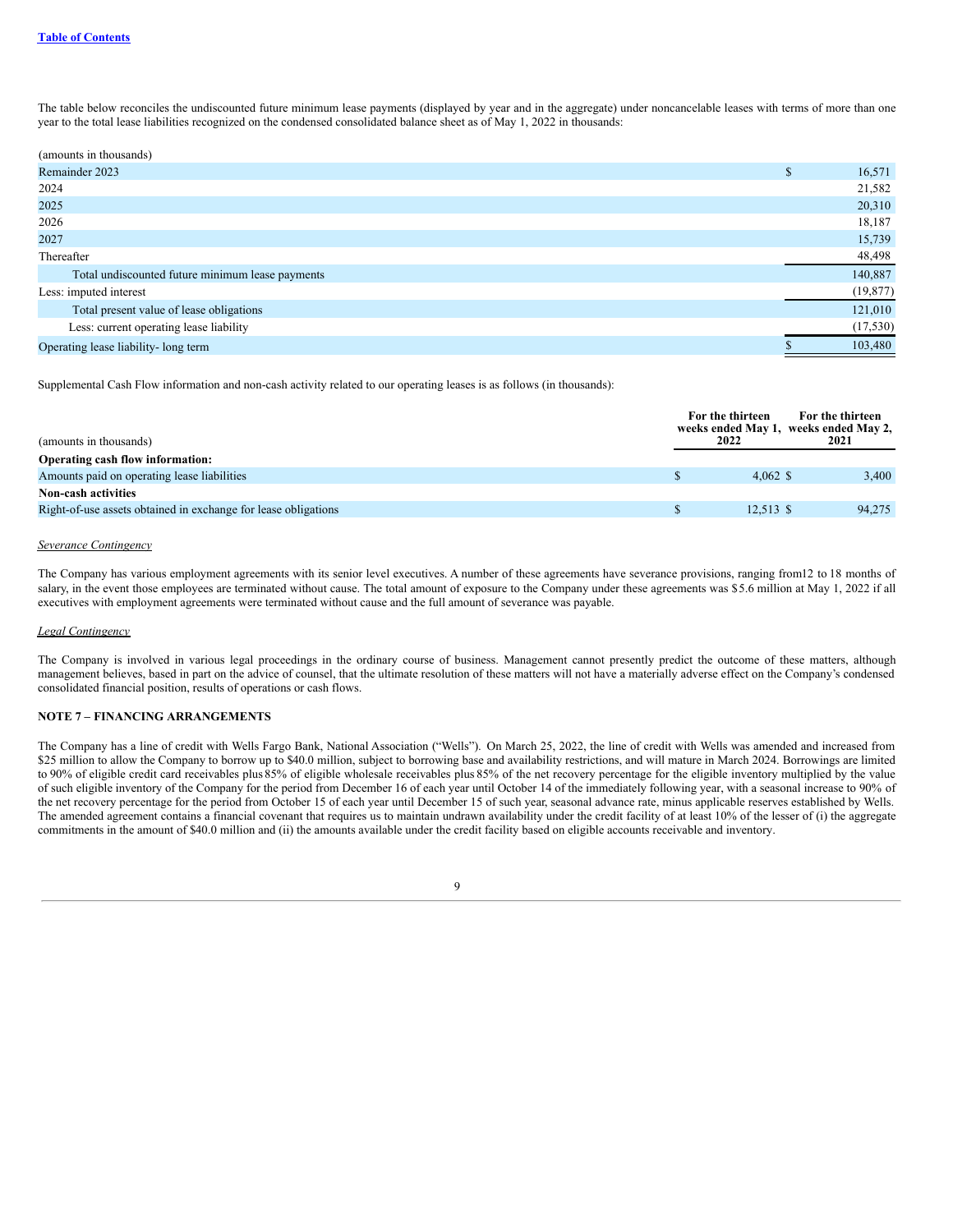The table below reconciles the undiscounted future minimum lease payments (displayed by year and in the aggregate) under noncancelable leases with terms of more than one year to the total lease liabilities recognized on the condensed consolidated balance sheet as of May 1, 2022 in thousands:

| (amounts in thousands) | |
|---|---|
| Remainder 2023 | $ 16,571 |
| 2024 | 21,582 |
| 2025 | 20,310 |
| 2026 | 18,187 |
| 2027 | 15,739 |
| Thereafter | 48,498 |
| Total undiscounted future minimum lease payments | 140,887 |
| Less: imputed interest | (19,877) |
| Total present value of lease obligations | 121,010 |
| Less: current operating lease liability | (17,530) |
| Operating lease liability- long term | $ 103,480 |

Supplemental Cash Flow information and non-cash activity related to our operating leases is as follows (in thousands):

| (amounts in thousands) | For the thirteen weeks ended May 1, 2022 | For the thirteen weeks ended May 2, 2021 |
|---|---|---|
| **Operating cash flow information:** | | |
| Amounts paid on operating lease liabilities | $ 4,062 | $ 3,400 |
| **Non-cash activities** | | |
| Right-of-use assets obtained in exchange for lease obligations | $ 12,513 | $ 94,275 |

*Severance Contingency*

The Company has various employment agreements with its senior level executives. A number of these agreements have severance provisions, ranging from12 to 18 months of salary, in the event those employees are terminated without cause. The total amount of exposure to the Company under these agreements was $5.6 million at May 1, 2022 if all executives with employment agreements were terminated without cause and the full amount of severance was payable.

*Legal Contingency*

The Company is involved in various legal proceedings in the ordinary course of business. Management cannot presently predict the outcome of these matters, although management believes, based in part on the advice of counsel, that the ultimate resolution of these matters will not have a materially adverse effect on the Company's condensed consolidated financial position, results of operations or cash flows.

## NOTE 7 – FINANCING ARRANGEMENTS

The Company has a line of credit with Wells Fargo Bank, National Association ("Wells"). On March 25, 2022, the line of credit with Wells was amended and increased from $25 million to allow the Company to borrow up to $40.0 million, subject to borrowing base and availability restrictions, and will mature in March 2024. Borrowings are limited to 90% of eligible credit card receivables plus 85% of eligible wholesale receivables plus 85% of the net recovery percentage for the eligible inventory multiplied by the value of such eligible inventory of the Company for the period from December 16 of each year until October 14 of the immediately following year, with a seasonal increase to 90% of the net recovery percentage for the period from October 15 of each year until December 15 of such year, seasonal advance rate, minus applicable reserves established by Wells. The amended agreement contains a financial covenant that requires us to maintain undrawn availability under the credit facility of at least 10% of the lesser of (i) the aggregate commitments in the amount of $40.0 million and (ii) the amounts available under the credit facility based on eligible accounts receivable and inventory.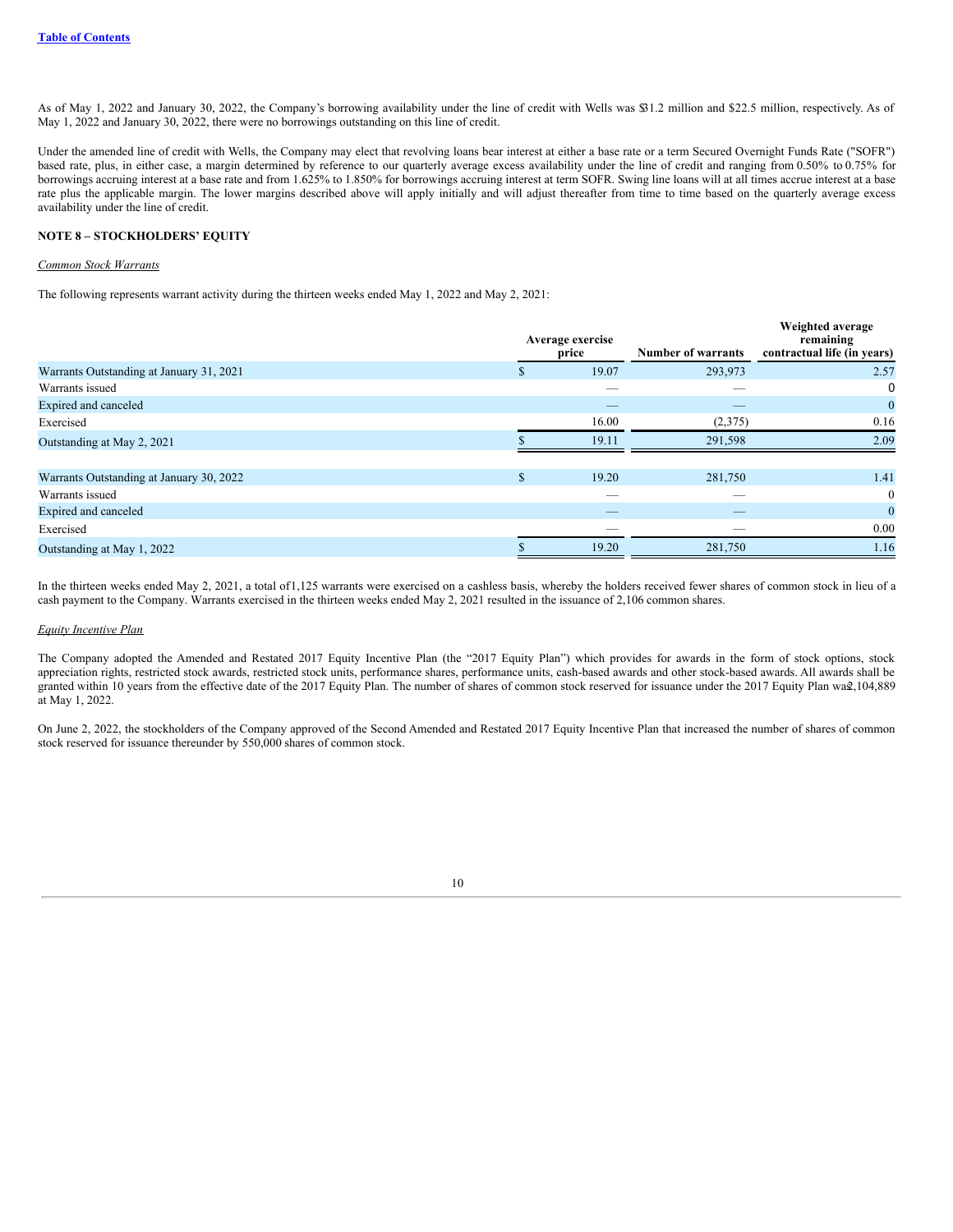As of May 1, 2022 and January 30, 2022, the Company's borrowing availability under the line of credit with Wells was $31.2 million and $22.5 million, respectively. As of May 1, 2022 and January 30, 2022, there were no borrowings outstanding on this line of credit.

Under the amended line of credit with Wells, the Company may elect that revolving loans bear interest at either a base rate or a term Secured Overnight Funds Rate ("SOFR") based rate, plus, in either case, a margin determined by reference to our quarterly average excess availability under the line of credit and ranging from 0.50% to 0.75% for borrowings accruing interest at a base rate and from 1.625% to 1.850% for borrowings accruing interest at term SOFR. Swing line loans will at all times accrue interest at a base rate plus the applicable margin. The lower margins described above will apply initially and will adjust thereafter from time to time based on the quarterly average excess availability under the line of credit.

## NOTE 8 – STOCKHOLDERS' EQUITY

*Common Stock Warrants*

The following represents warrant activity during the thirteen weeks ended May 1, 2022 and May 2, 2021:

| | Average exercise price | Number of warrants | Weighted average remaining contractual life (in years) |
|---|---|---|---|
| Warrants Outstanding at January 31, 2021 | $ 19.07 | 293,973 | 2.57 |
| Warrants issued | — | — | 0 |
| Expired and canceled | — | — | 0 |
| Exercised | 16.00 | (2,375) | 0.16 |
| Outstanding at May 2, 2021 | $ 19.11 | 291,598 | 2.09 |
| | | | |
| Warrants Outstanding at January 30, 2022 | $ 19.20 | 281,750 | 1.41 |
| Warrants issued | — | — | 0 |
| Expired and canceled | — | — | 0 |
| Exercised | — | — | 0.00 |
| Outstanding at May 1, 2022 | $ 19.20 | 281,750 | 1.16 |

In the thirteen weeks ended May 2, 2021, a total of 1,125 warrants were exercised on a cashless basis, whereby the holders received fewer shares of common stock in lieu of a cash payment to the Company. Warrants exercised in the thirteen weeks ended May 2, 2021 resulted in the issuance of 2,106 common shares.

*Equity Incentive Plan*

The Company adopted the Amended and Restated 2017 Equity Incentive Plan (the "2017 Equity Plan") which provides for awards in the form of stock options, stock appreciation rights, restricted stock awards, restricted stock units, performance shares, performance units, cash-based awards and other stock-based awards. All awards shall be granted within 10 years from the effective date of the 2017 Equity Plan. The number of shares of common stock reserved for issuance under the 2017 Equity Plan was 2,104,889 at May 1, 2022.

On June 2, 2022, the stockholders of the Company approved of the Second Amended and Restated 2017 Equity Incentive Plan that increased the number of shares of common stock reserved for issuance thereunder by 550,000 shares of common stock.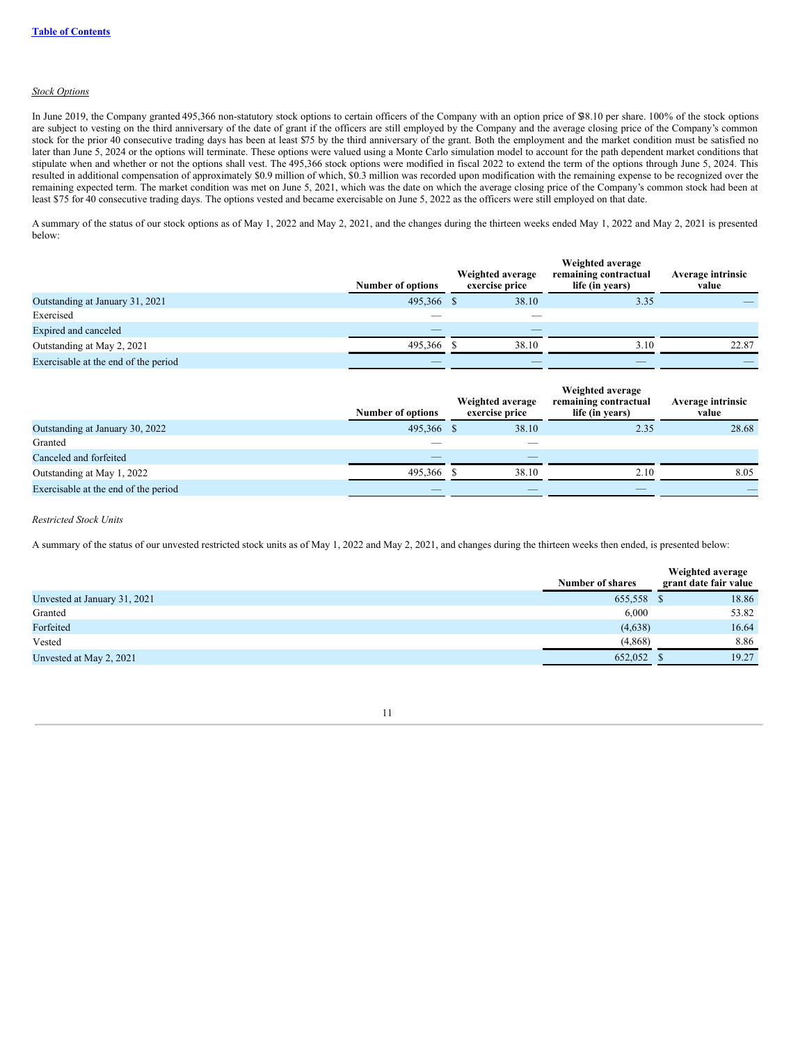*Stock Options*

In June 2019, the Company granted 495,366 non-statutory stock options to certain officers of the Company with an option price of $38.10 per share. 100% of the stock options are subject to vesting on the third anniversary of the date of grant if the officers are still employed by the Company and the average closing price of the Company's common stock for the prior 40 consecutive trading days has been at least $75 by the third anniversary of the grant. Both the employment and the market condition must be satisfied no later than June 5, 2024 or the options will terminate. These options were valued using a Monte Carlo simulation model to account for the path dependent market conditions that stipulate when and whether or not the options shall vest. The 495,366 stock options were modified in fiscal 2022 to extend the term of the options through June 5, 2024. This resulted in additional compensation of approximately $0.9 million of which, $0.3 million was recorded upon modification with the remaining expense to be recognized over the remaining expected term. The market condition was met on June 5, 2021, which was the date on which the average closing price of the Company's common stock had been at least $75 for 40 consecutive trading days. The options vested and became exercisable on June 5, 2022 as the officers were still employed on that date.

A summary of the status of our stock options as of May 1, 2022 and May 2, 2021, and the changes during the thirteen weeks ended May 1, 2022 and May 2, 2021 is presented below:

| | Number of options | Weighted average exercise price | Weighted average remaining contractual life (in years) | Average intrinsic value |
|---|---|---|---|---|
| Outstanding at January 31, 2021 | 495,366 | $ 38.10 | 3.35 | — |
| Exercised | — | — | | |
| Expired and canceled | — | — | | |
| Outstanding at May 2, 2021 | 495,366 | $ 38.10 | 3.10 | 22.87 |
| Exercisable at the end of the period | — | — | — | — |

| | Number of options | Weighted average exercise price | Weighted average remaining contractual life (in years) | Average intrinsic value |
|---|---|---|---|---|
| Outstanding at January 30, 2022 | 495,366 | $ 38.10 | 2.35 | 28.68 |
| Granted | — | — | | |
| Canceled and forfeited | — | — | | |
| Outstanding at May 1, 2022 | 495,366 | $ 38.10 | 2.10 | 8.05 |
| Exercisable at the end of the period | — | — | — | — |

*Restricted Stock Units*

A summary of the status of our unvested restricted stock units as of May 1, 2022 and May 2, 2021, and changes during the thirteen weeks then ended, is presented below:

| | Number of shares | Weighted average grant date fair value |
|---|---|---|
| Unvested at January 31, 2021 | 655,558 | $ 18.86 |
| Granted | 6,000 | 53.82 |
| Forfeited | (4,638) | 16.64 |
| Vested | (4,868) | 8.86 |
| Unvested at May 2, 2021 | 652,052 | $ 19.27 |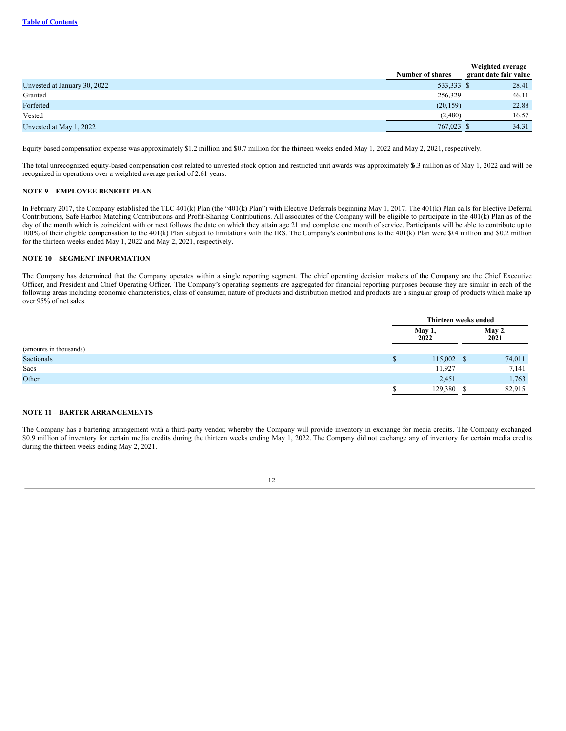| | Number of shares | Weighted average grant date fair value |
|---|---|---|
| Unvested at January 30, 2022 | 533,333 | $ 28.41 |
| Granted | 256,329 | 46.11 |
| Forfeited | (20,159) | 22.88 |
| Vested | (2,480) | 16.57 |
| Unvested at May 1, 2022 | 767,023 | $ 34.31 |

Equity based compensation expense was approximately $1.2 million and $0.7 million for the thirteen weeks ended May 1, 2022 and May 2, 2021, respectively.

The total unrecognized equity-based compensation cost related to unvested stock option and restricted unit awards was approximately $6.3 million as of May 1, 2022 and will be recognized in operations over a weighted average period of 2.61 years.

**NOTE 9 – EMPLOYEE BENEFIT PLAN**

In February 2017, the Company established the TLC 401(k) Plan (the "401(k) Plan") with Elective Deferrals beginning May 1, 2017. The 401(k) Plan calls for Elective Deferral Contributions, Safe Harbor Matching Contributions and Profit-Sharing Contributions. All associates of the Company will be eligible to participate in the 401(k) Plan as of the day of the month which is coincident with or next follows the date on which they attain age 21 and complete one month of service. Participants will be able to contribute up to 100% of their eligible compensation to the 401(k) Plan subject to limitations with the IRS. The Company's contributions to the 401(k) Plan were $0.4 million and $0.2 million for the thirteen weeks ended May 1, 2022 and May 2, 2021, respectively.

**NOTE 10 – SEGMENT INFORMATION**

The Company has determined that the Company operates within a single reporting segment. The chief operating decision makers of the Company are the Chief Executive Officer, and President and Chief Operating Officer. The Company's operating segments are aggregated for financial reporting purposes because they are similar in each of the following areas including economic characteristics, class of consumer, nature of products and distribution method and products are a singular group of products which make up over 95% of net sales.

| | Thirteen weeks ended | |
|---|---|---|
| | May 1, 2022 | May 2, 2021 |
| (amounts in thousands) | | |
| Sactionals | $ 115,002 | $ 74,011 |
| Sacs | 11,927 | 7,141 |
| Other | 2,451 | 1,763 |
| | $ 129,380 | $ 82,915 |

**NOTE 11 – BARTER ARRANGEMENTS**

The Company has a bartering arrangement with a third-party vendor, whereby the Company will provide inventory in exchange for media credits. The Company exchanged $0.9 million of inventory for certain media credits during the thirteen weeks ending May 1, 2022. The Company did not exchange any of inventory for certain media credits during the thirteen weeks ending May 2, 2021.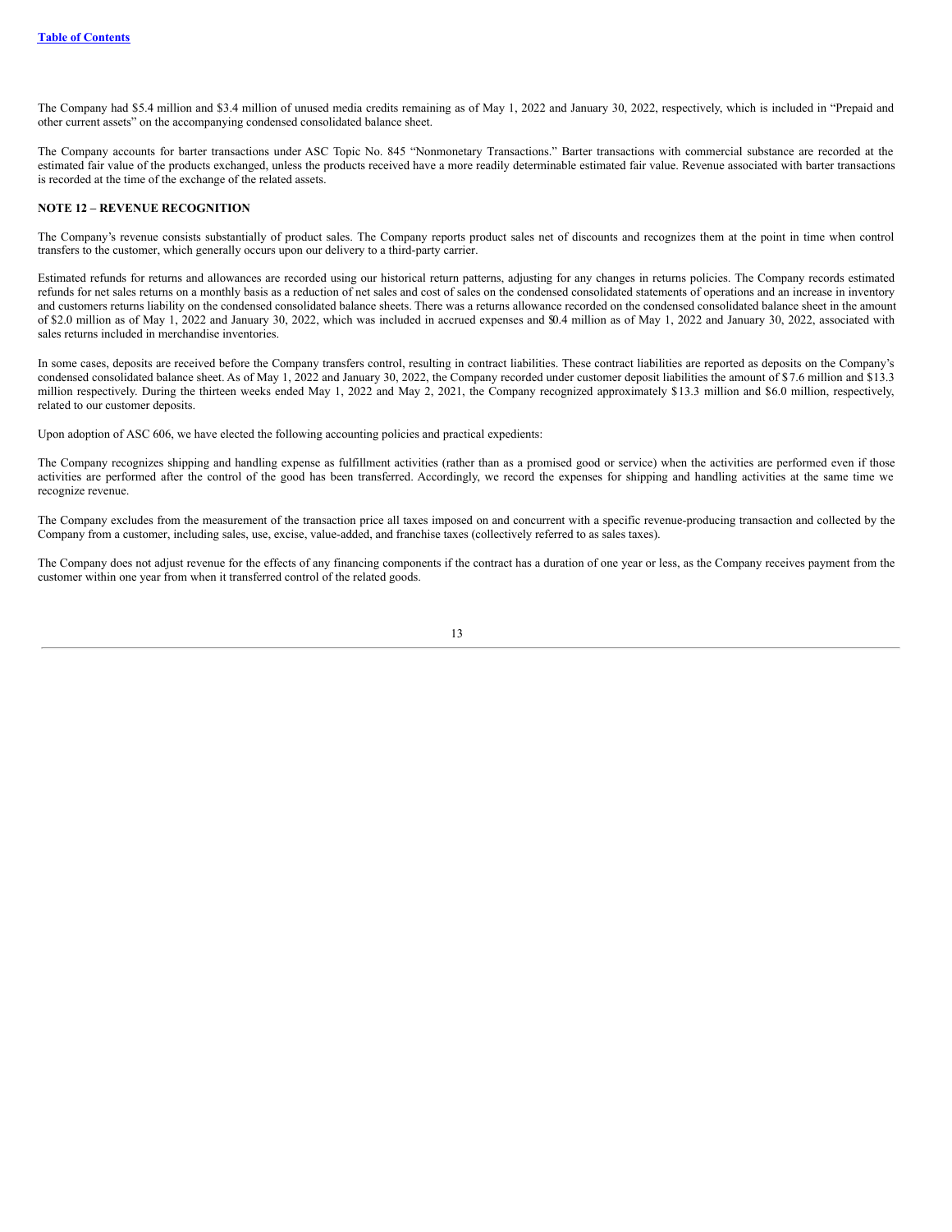The Company had $5.4 million and $3.4 million of unused media credits remaining as of May 1, 2022 and January 30, 2022, respectively, which is included in “Prepaid and other current assets” on the accompanying condensed consolidated balance sheet.

The Company accounts for barter transactions under ASC Topic No. 845 “Nonmonetary Transactions.” Barter transactions with commercial substance are recorded at the estimated fair value of the products exchanged, unless the products received have a more readily determinable estimated fair value. Revenue associated with barter transactions is recorded at the time of the exchange of the related assets.

**NOTE 12 – REVENUE RECOGNITION**

The Company’s revenue consists substantially of product sales. The Company reports product sales net of discounts and recognizes them at the point in time when control transfers to the customer, which generally occurs upon our delivery to a third-party carrier.

Estimated refunds for returns and allowances are recorded using our historical return patterns, adjusting for any changes in returns policies. The Company records estimated refunds for net sales returns on a monthly basis as a reduction of net sales and cost of sales on the condensed consolidated statements of operations and an increase in inventory and customers returns liability on the condensed consolidated balance sheets. There was a returns allowance recorded on the condensed consolidated balance sheet in the amount of $2.0 million as of May 1, 2022 and January 30, 2022, which was included in accrued expenses and $0.4 million as of May 1, 2022 and January 30, 2022, associated with sales returns included in merchandise inventories.

In some cases, deposits are received before the Company transfers control, resulting in contract liabilities. These contract liabilities are reported as deposits on the Company’s condensed consolidated balance sheet. As of May 1, 2022 and January 30, 2022, the Company recorded under customer deposit liabilities the amount of $7.6 million and $13.3 million respectively. During the thirteen weeks ended May 1, 2022 and May 2, 2021, the Company recognized approximately $13.3 million and $6.0 million, respectively, related to our customer deposits.

Upon adoption of ASC 606, we have elected the following accounting policies and practical expedients:

The Company recognizes shipping and handling expense as fulfillment activities (rather than as a promised good or service) when the activities are performed even if those activities are performed after the control of the good has been transferred. Accordingly, we record the expenses for shipping and handling activities at the same time we recognize revenue.

The Company excludes from the measurement of the transaction price all taxes imposed on and concurrent with a specific revenue-producing transaction and collected by the Company from a customer, including sales, use, excise, value-added, and franchise taxes (collectively referred to as sales taxes).

The Company does not adjust revenue for the effects of any financing components if the contract has a duration of one year or less, as the Company receives payment from the customer within one year from when it transferred control of the related goods.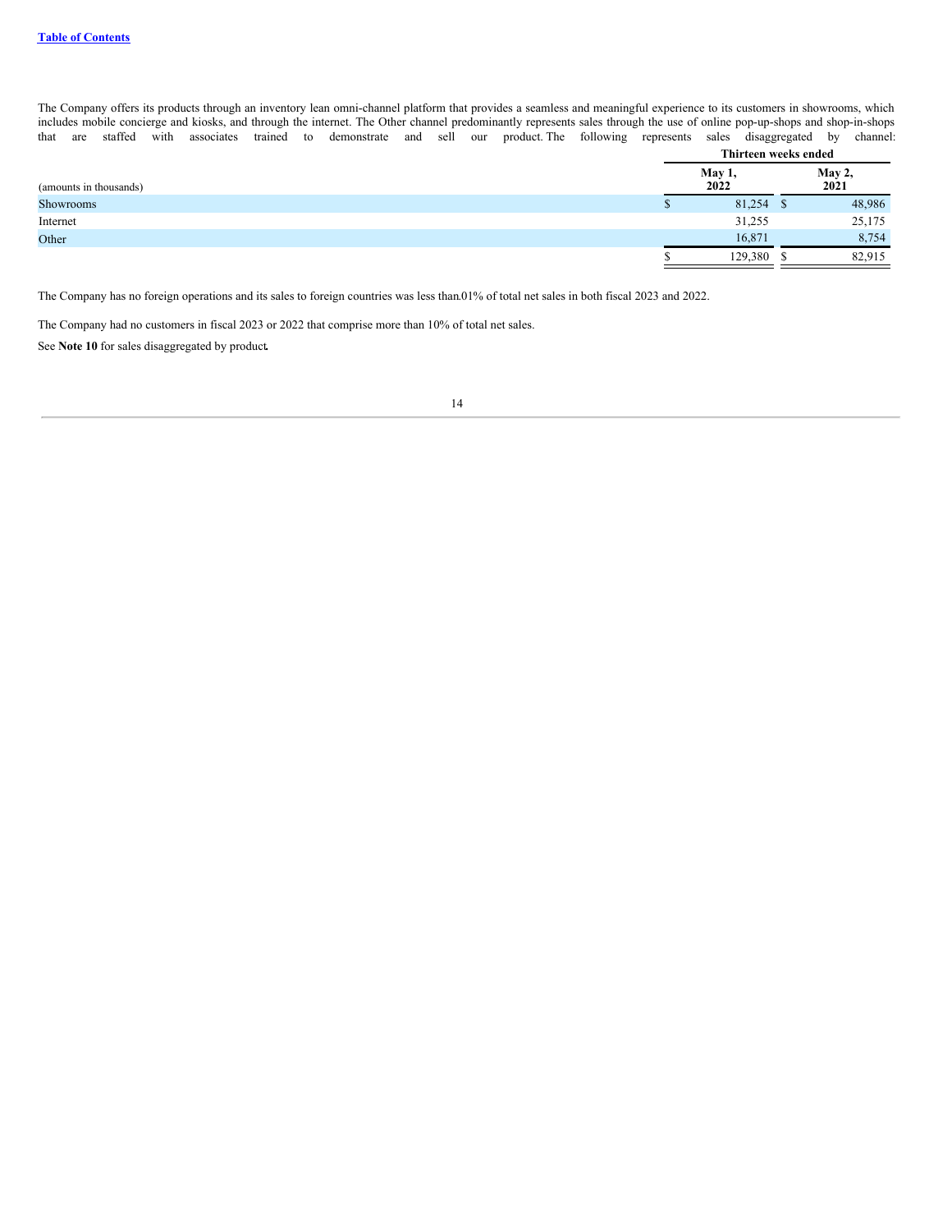The Company offers its products through an inventory lean omni-channel platform that provides a seamless and meaningful experience to its customers in showrooms, which includes mobile concierge and kiosks, and through the internet. The Other channel predominantly represents sales through the use of online pop-up-shops and shop-in-shops that are staffed with associates trained to demonstrate and sell our product. The following represents sales disaggregated by channel:

| | Thirteen weeks ended | |
|---|---|---|
| (amounts in thousands) | May 1, 2022 | May 2, 2021 |
| Showrooms | $ 81,254 | $ 48,986 |
| Internet | 31,255 | 25,175 |
| Other | 16,871 | 8,754 |
| | $ 129,380 | $ 82,915 |

The Company has no foreign operations and its sales to foreign countries was less than.01% of total net sales in both fiscal 2023 and 2022.

The Company had no customers in fiscal 2023 or 2022 that comprise more than 10% of total net sales.

See **Note 10** for sales disaggregated by product**.**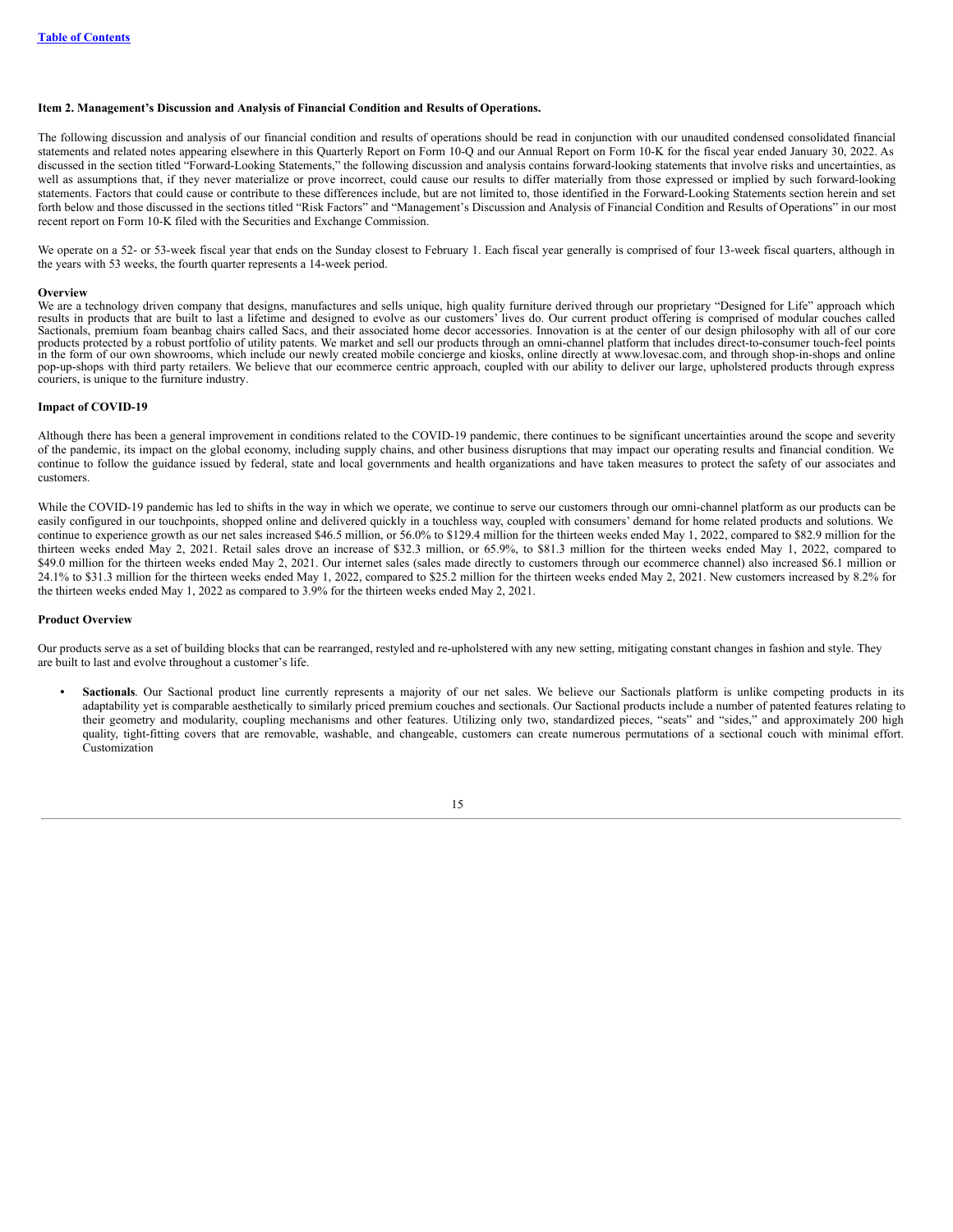**Item 2. Management's Discussion and Analysis of Financial Condition and Results of Operations.**

The following discussion and analysis of our financial condition and results of operations should be read in conjunction with our unaudited condensed consolidated financial statements and related notes appearing elsewhere in this Quarterly Report on Form 10-Q and our Annual Report on Form 10-K for the fiscal year ended January 30, 2022. As discussed in the section titled "Forward-Looking Statements," the following discussion and analysis contains forward-looking statements that involve risks and uncertainties, as well as assumptions that, if they never materialize or prove incorrect, could cause our results to differ materially from those expressed or implied by such forward-looking statements. Factors that could cause or contribute to these differences include, but are not limited to, those identified in the Forward-Looking Statements section herein and set forth below and those discussed in the sections titled "Risk Factors" and "Management's Discussion and Analysis of Financial Condition and Results of Operations" in our most recent report on Form 10-K filed with the Securities and Exchange Commission.

We operate on a 52- or 53-week fiscal year that ends on the Sunday closest to February 1. Each fiscal year generally is comprised of four 13-week fiscal quarters, although in the years with 53 weeks, the fourth quarter represents a 14-week period.

**Overview**

We are a technology driven company that designs, manufactures and sells unique, high quality furniture derived through our proprietary "Designed for Life" approach which results in products that are built to last a lifetime and designed to evolve as our customers' lives do. Our current product offering is comprised of modular couches called Sactionals, premium foam beanbag chairs called Sacs, and their associated home decor accessories. Innovation is at the center of our design philosophy with all of our core products protected by a robust portfolio of utility patents. We market and sell our products through an omni-channel platform that includes direct-to-consumer touch-feel points in the form of our own showrooms, which include our newly created mobile concierge and kiosks, online directly at www.lovesac.com, and through shop-in-shops and online pop-up-shops with third party retailers. We believe that our ecommerce centric approach, coupled with our ability to deliver our large, upholstered products through express couriers, is unique to the furniture industry.

**Impact of COVID-19**

Although there has been a general improvement in conditions related to the COVID-19 pandemic, there continues to be significant uncertainties around the scope and severity of the pandemic, its impact on the global economy, including supply chains, and other business disruptions that may impact our operating results and financial condition. We continue to follow the guidance issued by federal, state and local governments and health organizations and have taken measures to protect the safety of our associates and customers.

While the COVID-19 pandemic has led to shifts in the way in which we operate, we continue to serve our customers through our omni-channel platform as our products can be easily configured in our touchpoints, shopped online and delivered quickly in a touchless way, coupled with consumers' demand for home related products and solutions. We continue to experience growth as our net sales increased $46.5 million, or 56.0% to $129.4 million for the thirteen weeks ended May 1, 2022, compared to $82.9 million for the thirteen weeks ended May 2, 2021. Retail sales drove an increase of $32.3 million, or 65.9%, to $81.3 million for the thirteen weeks ended May 1, 2022, compared to $49.0 million for the thirteen weeks ended May 2, 2021. Our internet sales (sales made directly to customers through our ecommerce channel) also increased $6.1 million or 24.1% to $31.3 million for the thirteen weeks ended May 1, 2022, compared to $25.2 million for the thirteen weeks ended May 2, 2021. New customers increased by 8.2% for the thirteen weeks ended May 1, 2022 as compared to 3.9% for the thirteen weeks ended May 2, 2021.

**Product Overview**

Our products serve as a set of building blocks that can be rearranged, restyled and re-upholstered with any new setting, mitigating constant changes in fashion and style. They are built to last and evolve throughout a customer's life.

- **Sactionals**. Our Sactional product line currently represents a majority of our net sales. We believe our Sactionals platform is unlike competing products in its adaptability yet is comparable aesthetically to similarly priced premium couches and sectionals. Our Sactional products include a number of patented features relating to their geometry and modularity, coupling mechanisms and other features. Utilizing only two, standardized pieces, "seats" and "sides," and approximately 200 high quality, tight-fitting covers that are removable, washable, and changeable, customers can create numerous permutations of a sectional couch with minimal effort. Customization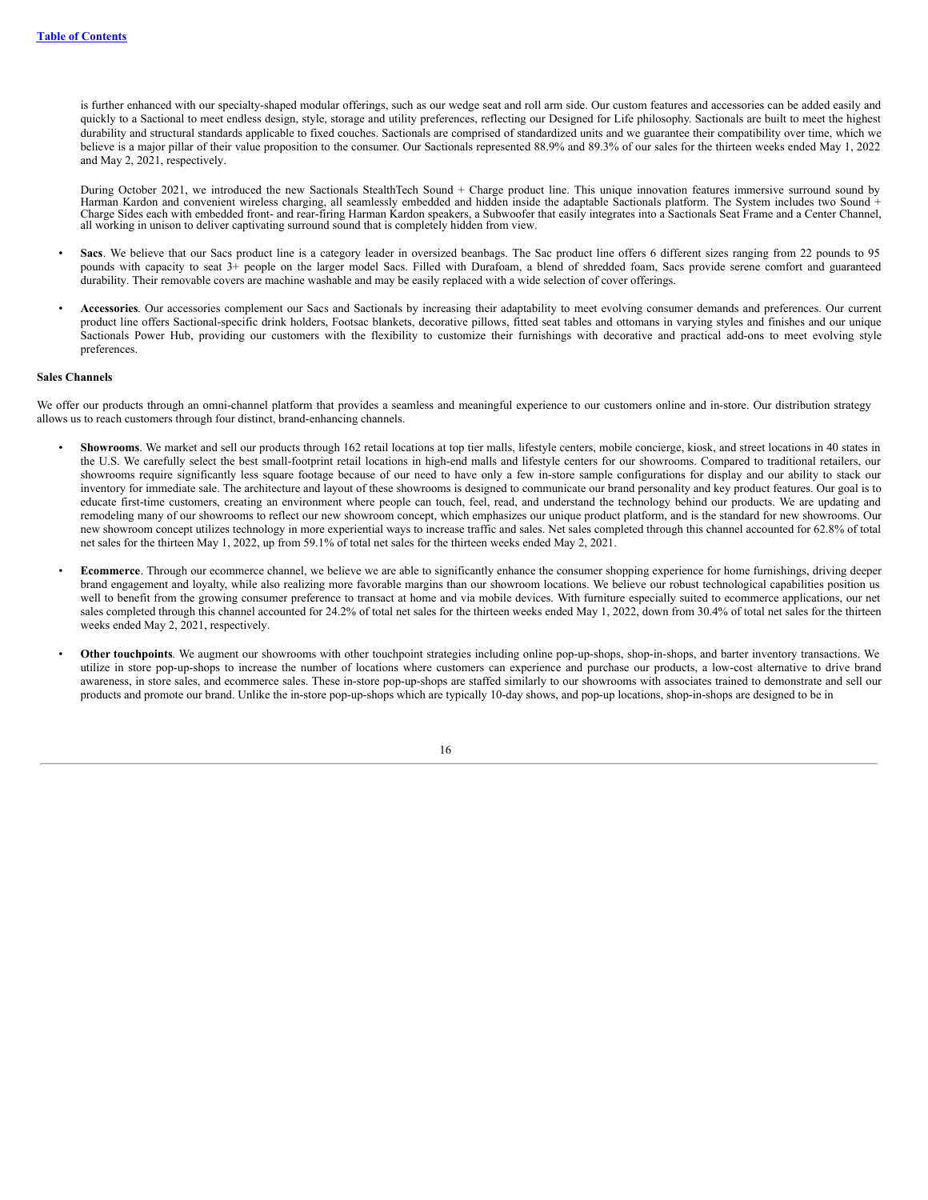is further enhanced with our specialty-shaped modular offerings, such as our wedge seat and roll arm side. Our custom features and accessories can be added easily and quickly to a Sactional to meet endless design, style, storage and utility preferences, reflecting our Designed for Life philosophy. Sactionals are built to meet the highest durability and structural standards applicable to fixed couches. Sactionals are comprised of standardized units and we guarantee their compatibility over time, which we believe is a major pillar of their value proposition to the consumer. Our Sactionals represented 88.9% and 89.3% of our sales for the thirteen weeks ended May 1, 2022 and May 2, 2021, respectively.

During October 2021, we introduced the new Sactionals StealthTech Sound + Charge product line. This unique innovation features immersive surround sound by Harman Kardon and convenient wireless charging, all seamlessly embedded and hidden inside the adaptable Sactionals platform. The System includes two Sound + Charge Sides each with embedded front- and rear-firing Harman Kardon speakers, a Subwoofer that easily integrates into a Sactionals Seat Frame and a Center Channel, all working in unison to deliver captivating surround sound that is completely hidden from view.

- **Sacs**. We believe that our Sacs product line is a category leader in oversized beanbags. The Sac product line offers 6 different sizes ranging from 22 pounds to 95 pounds with capacity to seat 3+ people on the larger model Sacs. Filled with Durafoam, a blend of shredded foam, Sacs provide serene comfort and guaranteed durability. Their removable covers are machine washable and may be easily replaced with a wide selection of cover offerings.

- **Accessories**. Our accessories complement our Sacs and Sactionals by increasing their adaptability to meet evolving consumer demands and preferences. Our current product line offers Sactional-specific drink holders, Footsac blankets, decorative pillows, fitted seat tables and ottomans in varying styles and finishes and our unique Sactionals Power Hub, providing our customers with the flexibility to customize their furnishings with decorative and practical add-ons to meet evolving style preferences.

**Sales Channels**

We offer our products through an omni-channel platform that provides a seamless and meaningful experience to our customers online and in-store. Our distribution strategy allows us to reach customers through four distinct, brand-enhancing channels.

- **Showrooms**. We market and sell our products through 162 retail locations at top tier malls, lifestyle centers, mobile concierge, kiosk, and street locations in 40 states in the U.S. We carefully select the best small-footprint retail locations in high-end malls and lifestyle centers for our showrooms. Compared to traditional retailers, our showrooms require significantly less square footage because of our need to have only a few in-store sample configurations for display and our ability to stack our inventory for immediate sale. The architecture and layout of these showrooms is designed to communicate our brand personality and key product features. Our goal is to educate first-time customers, creating an environment where people can touch, feel, read, and understand the technology behind our products. We are updating and remodeling many of our showrooms to reflect our new showroom concept, which emphasizes our unique product platform, and is the standard for new showrooms. Our new showroom concept utilizes technology in more experiential ways to increase traffic and sales. Net sales completed through this channel accounted for 62.8% of total net sales for the thirteen May 1, 2022, up from 59.1% of total net sales for the thirteen weeks ended May 2, 2021.

- **Ecommerce**. Through our ecommerce channel, we believe we are able to significantly enhance the consumer shopping experience for home furnishings, driving deeper brand engagement and loyalty, while also realizing more favorable margins than our showroom locations. We believe our robust technological capabilities position us well to benefit from the growing consumer preference to transact at home and via mobile devices. With furniture especially suited to ecommerce applications, our net sales completed through this channel accounted for 24.2% of total net sales for the thirteen weeks ended May 1, 2022, down from 30.4% of total net sales for the thirteen weeks ended May 2, 2021, respectively.

- **Other touchpoints**. We augment our showrooms with other touchpoint strategies including online pop-up-shops, shop-in-shops, and barter inventory transactions. We utilize in store pop-up-shops to increase the number of locations where customers can experience and purchase our products, a low-cost alternative to drive brand awareness, in store sales, and ecommerce sales. These in-store pop-up-shops are staffed similarly to our showrooms with associates trained to demonstrate and sell our products and promote our brand. Unlike the in-store pop-up-shops which are typically 10-day shows, and pop-up locations, shop-in-shops are designed to be in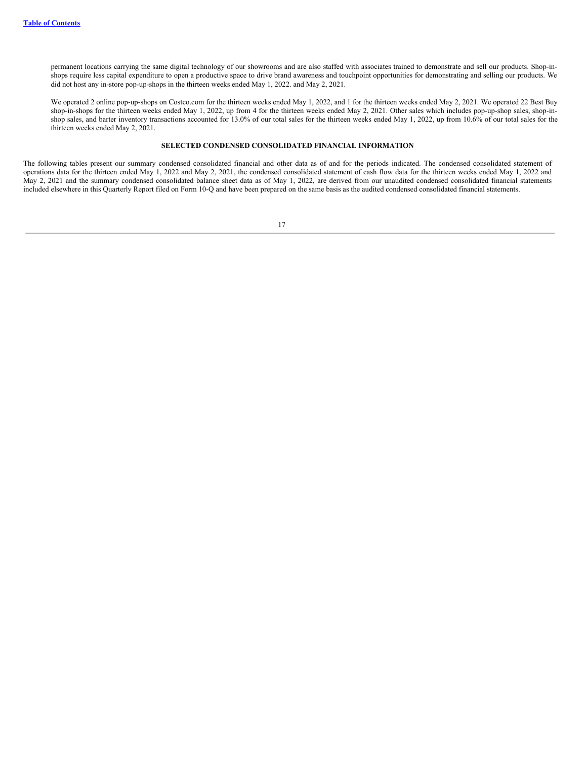permanent locations carrying the same digital technology of our showrooms and are also staffed with associates trained to demonstrate and sell our products. Shop-in-shops require less capital expenditure to open a productive space to drive brand awareness and touchpoint opportunities for demonstrating and selling our products. We did not host any in-store pop-up-shops in the thirteen weeks ended May 1, 2022. and May 2, 2021.

We operated 2 online pop-up-shops on Costco.com for the thirteen weeks ended May 1, 2022, and 1 for the thirteen weeks ended May 2, 2021. We operated 22 Best Buy shop-in-shops for the thirteen weeks ended May 1, 2022, up from 4 for the thirteen weeks ended May 2, 2021. Other sales which includes pop-up-shop sales, shop-in-shop sales, and barter inventory transactions accounted for 13.0% of our total sales for the thirteen weeks ended May 1, 2022, up from 10.6% of our total sales for the thirteen weeks ended May 2, 2021.

## SELECTED CONDENSED CONSOLIDATED FINANCIAL INFORMATION

The following tables present our summary condensed consolidated financial and other data as of and for the periods indicated. The condensed consolidated statement of operations data for the thirteen ended May 1, 2022 and May 2, 2021, the condensed consolidated statement of cash flow data for the thirteen weeks ended May 1, 2022 and May 2, 2021 and the summary condensed consolidated balance sheet data as of May 1, 2022, are derived from our unaudited condensed consolidated financial statements included elsewhere in this Quarterly Report filed on Form 10-Q and have been prepared on the same basis as the audited condensed consolidated financial statements.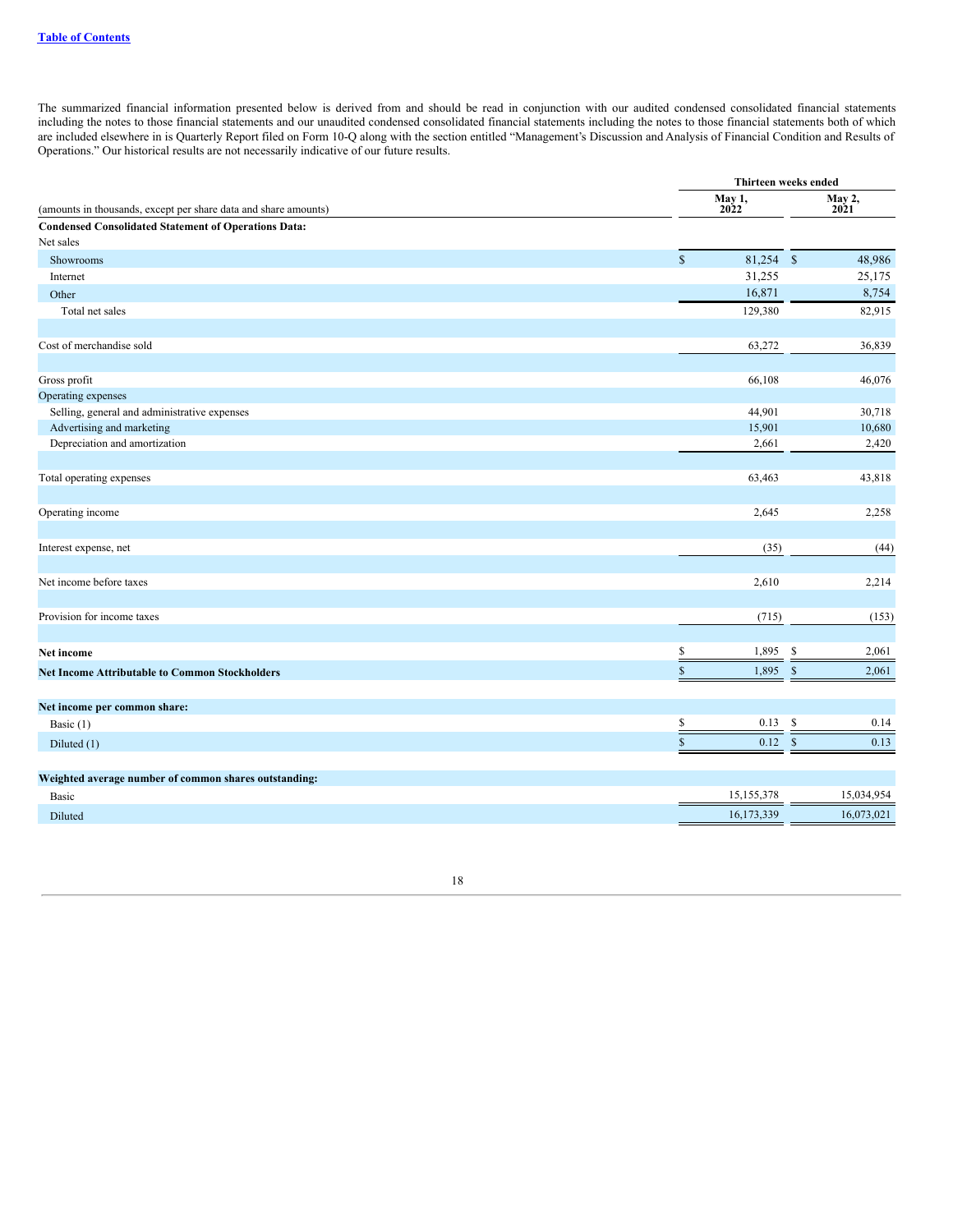[Table of Contents](#)

The summarized financial information presented below is derived from and should be read in conjunction with our audited condensed consolidated financial statements including the notes to those financial statements and our unaudited condensed consolidated financial statements including the notes to those financial statements both of which are included elsewhere in is Quarterly Report filed on Form 10-Q along with the section entitled "Management's Discussion and Analysis of Financial Condition and Results of Operations." Our historical results are not necessarily indicative of our future results.

| | Thirteen weeks ended | |
|---|---|---|
| (amounts in thousands, except per share data and share amounts) | May 1, 2022 | May 2, 2021 |
| **Condensed Consolidated Statement of Operations Data:** | | |
| Net sales | | |
| Showrooms | $ 81,254 | $ 48,986 |
| Internet | 31,255 | 25,175 |
| Other | 16,871 | 8,754 |
| Total net sales | 129,380 | 82,915 |
| Cost of merchandise sold | 63,272 | 36,839 |
| Gross profit | 66,108 | 46,076 |
| Operating expenses | | |
| Selling, general and administrative expenses | 44,901 | 30,718 |
| Advertising and marketing | 15,901 | 10,680 |
| Depreciation and amortization | 2,661 | 2,420 |
| Total operating expenses | 63,463 | 43,818 |
| Operating income | 2,645 | 2,258 |
| Interest expense, net | (35) | (44) |
| Net income before taxes | 2,610 | 2,214 |
| Provision for income taxes | (715) | (153) |
| **Net income** | $ 1,895 | $ 2,061 |
| **Net Income Attributable to Common Stockholders** | $ 1,895 | $ 2,061 |
| **Net income per common share:** | | |
| Basic (1) | $ 0.13 | $ 0.14 |
| Diluted (1) | $ 0.12 | $ 0.13 |
| **Weighted average number of common shares outstanding:** | | |
| Basic | 15,155,378 | 15,034,954 |
| Diluted | 16,173,339 | 16,073,021 |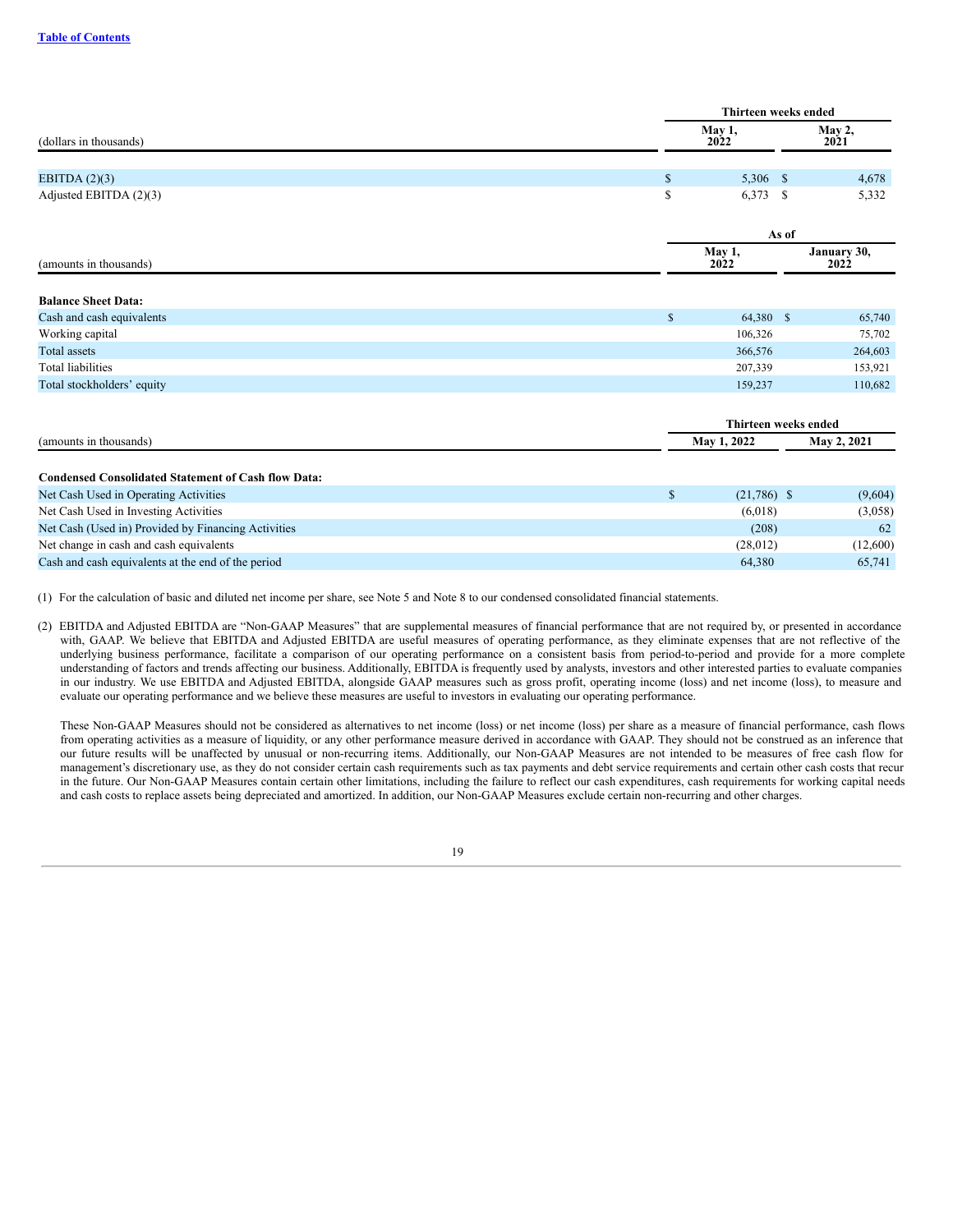| (dollars in thousands) | Thirteen weeks ended May 1, 2022 | Thirteen weeks ended May 2, 2021 |
|---|---|---|
| EBITDA (2)(3) | $ 5,306 | $ 4,678 |
| Adjusted EBITDA (2)(3) | $ 6,373 | $ 5,332 |

| (amounts in thousands) | As of May 1, 2022 | As of January 30, 2022 |
|---|---|---|
| **Balance Sheet Data:** | | |
| Cash and cash equivalents | $ 64,380 | $ 65,740 |
| Working capital | 106,326 | 75,702 |
| Total assets | 366,576 | 264,603 |
| Total liabilities | 207,339 | 153,921 |
| Total stockholders' equity | 159,237 | 110,682 |

| (amounts in thousands) | Thirteen weeks ended May 1, 2022 | Thirteen weeks ended May 2, 2021 |
|---|---|---|
| **Condensed Consolidated Statement of Cash flow Data:** | | |
| Net Cash Used in Operating Activities | $ (21,786) | $ (9,604) |
| Net Cash Used in Investing Activities | (6,018) | (3,058) |
| Net Cash (Used in) Provided by Financing Activities | (208) | 62 |
| Net change in cash and cash equivalents | (28,012) | (12,600) |
| Cash and cash equivalents at the end of the period | 64,380 | 65,741 |

(1) For the calculation of basic and diluted net income per share, see Note 5 and Note 8 to our condensed consolidated financial statements.

(2) EBITDA and Adjusted EBITDA are "Non-GAAP Measures" that are supplemental measures of financial performance that are not required by, or presented in accordance with, GAAP. We believe that EBITDA and Adjusted EBITDA are useful measures of operating performance, as they eliminate expenses that are not reflective of the underlying business performance, facilitate a comparison of our operating performance on a consistent basis from period-to-period and provide for a more complete understanding of factors and trends affecting our business. Additionally, EBITDA is frequently used by analysts, investors and other interested parties to evaluate companies in our industry. We use EBITDA and Adjusted EBITDA, alongside GAAP measures such as gross profit, operating income (loss) and net income (loss), to measure and evaluate our operating performance and we believe these measures are useful to investors in evaluating our operating performance.

These Non-GAAP Measures should not be considered as alternatives to net income (loss) or net income (loss) per share as a measure of financial performance, cash flows from operating activities as a measure of liquidity, or any other performance measure derived in accordance with GAAP. They should not be construed as an inference that our future results will be unaffected by unusual or non-recurring items. Additionally, our Non-GAAP Measures are not intended to be measures of free cash flow for management's discretionary use, as they do not consider certain cash requirements such as tax payments and debt service requirements and certain other cash costs that recur in the future. Our Non-GAAP Measures contain certain other limitations, including the failure to reflect our cash expenditures, cash requirements for working capital needs and cash costs to replace assets being depreciated and amortized. In addition, our Non-GAAP Measures exclude certain non-recurring and other charges.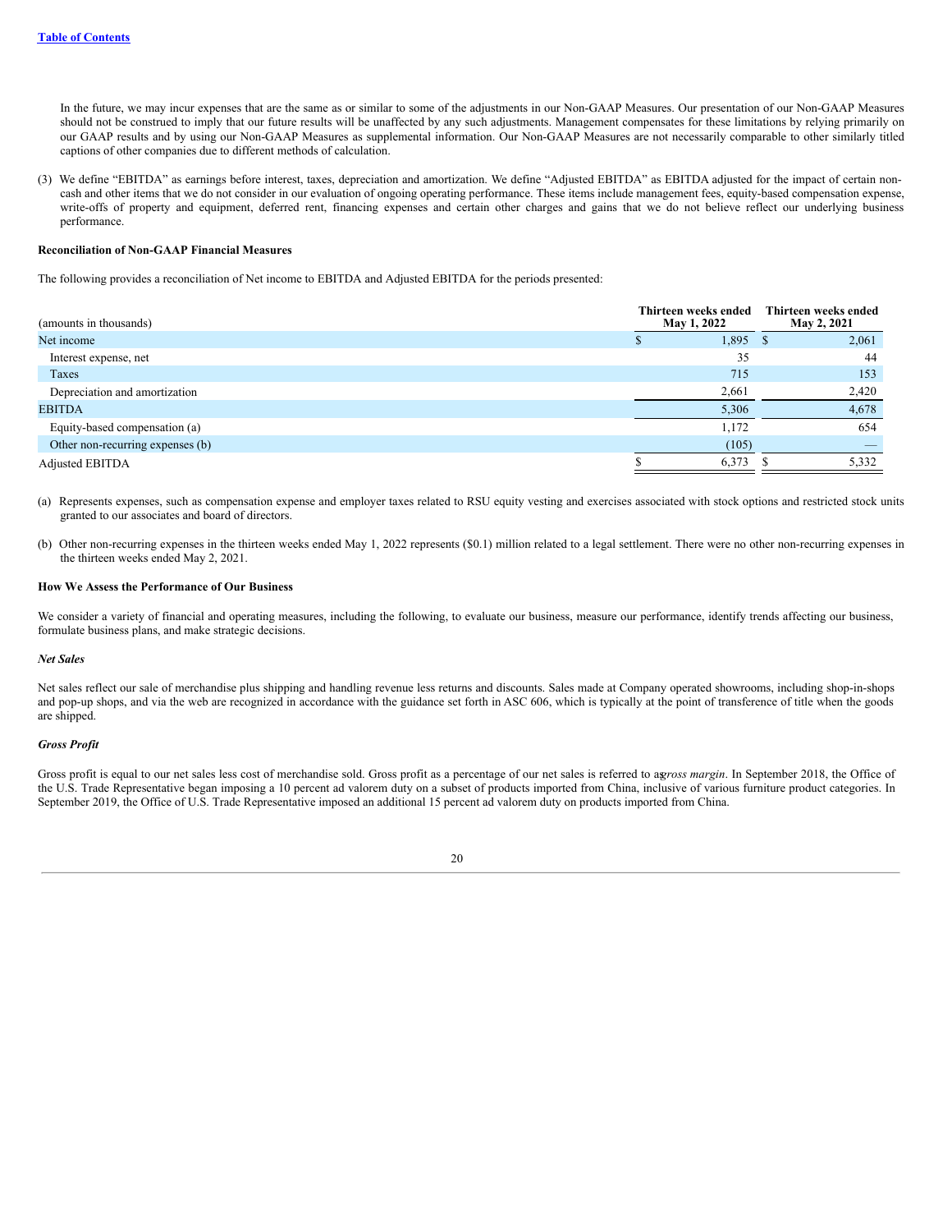In the future, we may incur expenses that are the same as or similar to some of the adjustments in our Non-GAAP Measures. Our presentation of our Non-GAAP Measures should not be construed to imply that our future results will be unaffected by any such adjustments. Management compensates for these limitations by relying primarily on our GAAP results and by using our Non-GAAP Measures as supplemental information. Our Non-GAAP Measures are not necessarily comparable to other similarly titled captions of other companies due to different methods of calculation.

(3) We define "EBITDA" as earnings before interest, taxes, depreciation and amortization. We define "Adjusted EBITDA" as EBITDA adjusted for the impact of certain non-cash and other items that we do not consider in our evaluation of ongoing operating performance. These items include management fees, equity-based compensation expense, write-offs of property and equipment, deferred rent, financing expenses and certain other charges and gains that we do not believe reflect our underlying business performance.

**Reconciliation of Non-GAAP Financial Measures**

The following provides a reconciliation of Net income to EBITDA and Adjusted EBITDA for the periods presented:

| (amounts in thousands) | Thirteen weeks ended May 1, 2022 | Thirteen weeks ended May 2, 2021 |
|---|---|---|
| Net income | $ 1,895 | $ 2,061 |
| Interest expense, net | 35 | 44 |
| Taxes | 715 | 153 |
| Depreciation and amortization | 2,661 | 2,420 |
| EBITDA | 5,306 | 4,678 |
| Equity-based compensation (a) | 1,172 | 654 |
| Other non-recurring expenses (b) | (105) | — |
| Adjusted EBITDA | $ 6,373 | $ 5,332 |

(a) Represents expenses, such as compensation expense and employer taxes related to RSU equity vesting and exercises associated with stock options and restricted stock units granted to our associates and board of directors.

(b) Other non-recurring expenses in the thirteen weeks ended May 1, 2022 represents ($0.1) million related to a legal settlement. There were no other non-recurring expenses in the thirteen weeks ended May 2, 2021.

**How We Assess the Performance of Our Business**

We consider a variety of financial and operating measures, including the following, to evaluate our business, measure our performance, identify trends affecting our business, formulate business plans, and make strategic decisions.

***Net Sales***

Net sales reflect our sale of merchandise plus shipping and handling revenue less returns and discounts. Sales made at Company operated showrooms, including shop-in-shops and pop-up shops, and via the web are recognized in accordance with the guidance set forth in ASC 606, which is typically at the point of transference of title when the goods are shipped.

***Gross Profit***

Gross profit is equal to our net sales less cost of merchandise sold. Gross profit as a percentage of our net sales is referred to as *gross margin*. In September 2018, the Office of the U.S. Trade Representative began imposing a 10 percent ad valorem duty on a subset of products imported from China, inclusive of various furniture product categories. In September 2019, the Office of U.S. Trade Representative imposed an additional 15 percent ad valorem duty on products imported from China.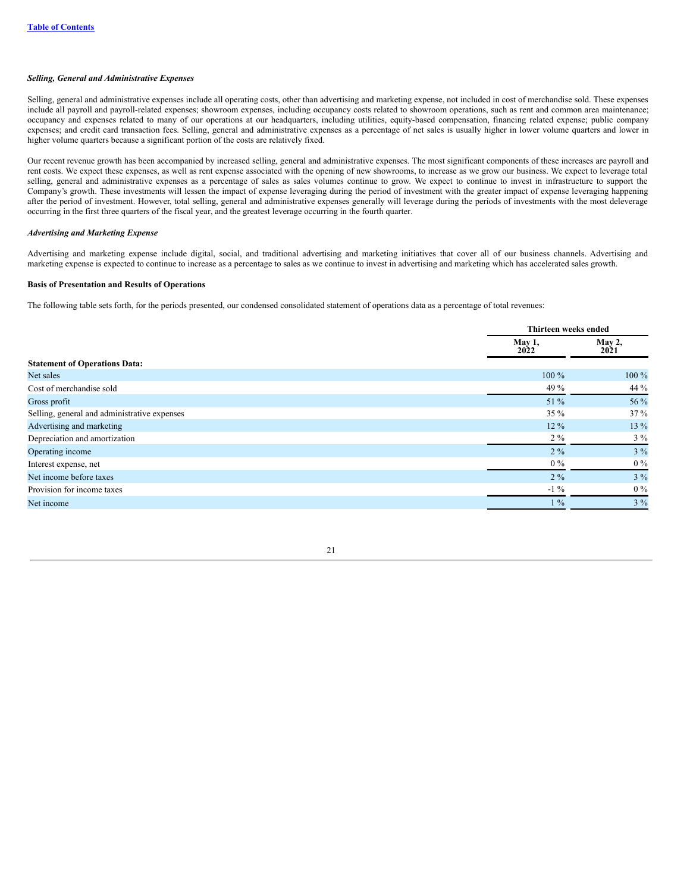*Selling, General and Administrative Expenses*

Selling, general and administrative expenses include all operating costs, other than advertising and marketing expense, not included in cost of merchandise sold. These expenses include all payroll and payroll-related expenses; showroom expenses, including occupancy costs related to showroom operations, such as rent and common area maintenance; occupancy and expenses related to many of our operations at our headquarters, including utilities, equity-based compensation, financing related expense; public company expenses; and credit card transaction fees. Selling, general and administrative expenses as a percentage of net sales is usually higher in lower volume quarters and lower in higher volume quarters because a significant portion of the costs are relatively fixed.

Our recent revenue growth has been accompanied by increased selling, general and administrative expenses. The most significant components of these increases are payroll and rent costs. We expect these expenses, as well as rent expense associated with the opening of new showrooms, to increase as we grow our business. We expect to leverage total selling, general and administrative expenses as a percentage of sales as sales volumes continue to grow. We expect to continue to invest in infrastructure to support the Company's growth. These investments will lessen the impact of expense leveraging during the period of investment with the greater impact of expense leveraging happening after the period of investment. However, total selling, general and administrative expenses generally will leverage during the periods of investments with the most deleverage occurring in the first three quarters of the fiscal year, and the greatest leverage occurring in the fourth quarter.

*Advertising and Marketing Expense*

Advertising and marketing expense include digital, social, and traditional advertising and marketing initiatives that cover all of our business channels. Advertising and marketing expense is expected to continue to increase as a percentage to sales as we continue to invest in advertising and marketing which has accelerated sales growth.

**Basis of Presentation and Results of Operations**

The following table sets forth, for the periods presented, our condensed consolidated statement of operations data as a percentage of total revenues:

| | Thirteen weeks ended | |
|---|---|---|
| | May 1, 2022 | May 2, 2021 |
| **Statement of Operations Data:** | | |
| Net sales | 100 % | 100 % |
| Cost of merchandise sold | 49 % | 44 % |
| Gross profit | 51 % | 56 % |
| Selling, general and administrative expenses | 35 % | 37 % |
| Advertising and marketing | 12 % | 13 % |
| Depreciation and amortization | 2 % | 3 % |
| Operating income | 2 % | 3 % |
| Interest expense, net | 0 % | 0 % |
| Net income before taxes | 2 % | 3 % |
| Provision for income taxes | -1 % | 0 % |
| Net income | 1 % | 3 % |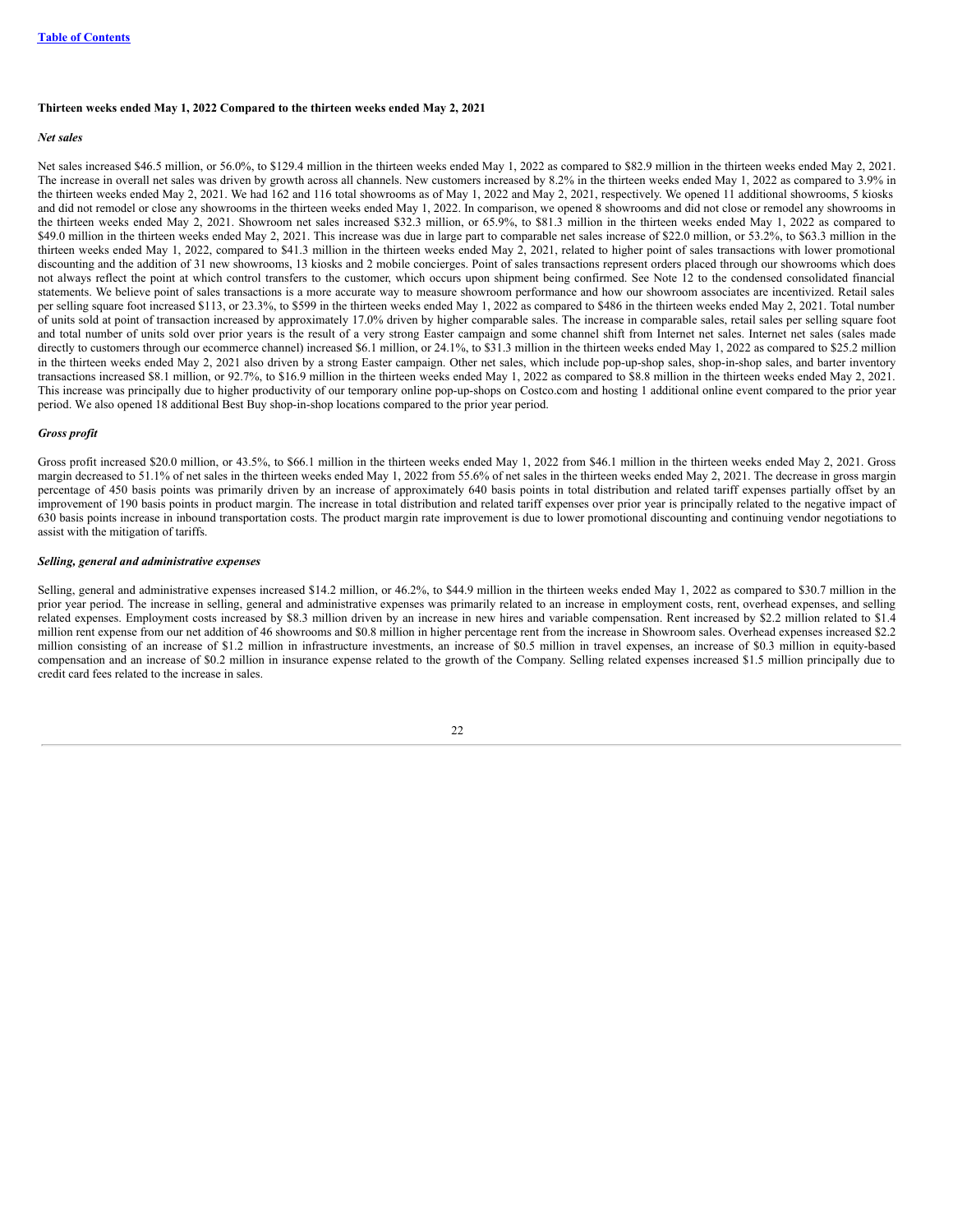**Thirteen weeks ended May 1, 2022 Compared to the thirteen weeks ended May 2, 2021**

***Net sales***

Net sales increased $46.5 million, or 56.0%, to $129.4 million in the thirteen weeks ended May 1, 2022 as compared to $82.9 million in the thirteen weeks ended May 2, 2021. The increase in overall net sales was driven by growth across all channels. New customers increased by 8.2% in the thirteen weeks ended May 1, 2022 as compared to 3.9% in the thirteen weeks ended May 2, 2021. We had 162 and 116 total showrooms as of May 1, 2022 and May 2, 2021, respectively. We opened 11 additional showrooms, 5 kiosks and did not remodel or close any showrooms in the thirteen weeks ended May 1, 2022. In comparison, we opened 8 showrooms and did not close or remodel any showrooms in the thirteen weeks ended May 2, 2021. Showroom net sales increased $32.3 million, or 65.9%, to $81.3 million in the thirteen weeks ended May 1, 2022 as compared to $49.0 million in the thirteen weeks ended May 2, 2021. This increase was due in large part to comparable net sales increase of $22.0 million, or 53.2%, to $63.3 million in the thirteen weeks ended May 1, 2022, compared to $41.3 million in the thirteen weeks ended May 2, 2021, related to higher point of sales transactions with lower promotional discounting and the addition of 31 new showrooms, 13 kiosks and 2 mobile concierges. Point of sales transactions represent orders placed through our showrooms which does not always reflect the point at which control transfers to the customer, which occurs upon shipment being confirmed. See Note 12 to the condensed consolidated financial statements. We believe point of sales transactions is a more accurate way to measure showroom performance and how our showroom associates are incentivized. Retail sales per selling square foot increased $113, or 23.3%, to $599 in the thirteen weeks ended May 1, 2022 as compared to $486 in the thirteen weeks ended May 2, 2021. Total number of units sold at point of transaction increased by approximately 17.0% driven by higher comparable sales. The increase in comparable sales, retail sales per selling square foot and total number of units sold over prior years is the result of a very strong Easter campaign and some channel shift from Internet net sales. Internet net sales (sales made directly to customers through our ecommerce channel) increased $6.1 million, or 24.1%, to $31.3 million in the thirteen weeks ended May 1, 2022 as compared to $25.2 million in the thirteen weeks ended May 2, 2021 also driven by a strong Easter campaign. Other net sales, which include pop-up-shop sales, shop-in-shop sales, and barter inventory transactions increased $8.1 million, or 92.7%, to $16.9 million in the thirteen weeks ended May 1, 2022 as compared to $8.8 million in the thirteen weeks ended May 2, 2021. This increase was principally due to higher productivity of our temporary online pop-up-shops on Costco.com and hosting 1 additional online event compared to the prior year period. We also opened 18 additional Best Buy shop-in-shop locations compared to the prior year period.

***Gross profit***

Gross profit increased $20.0 million, or 43.5%, to $66.1 million in the thirteen weeks ended May 1, 2022 from $46.1 million in the thirteen weeks ended May 2, 2021. Gross margin decreased to 51.1% of net sales in the thirteen weeks ended May 1, 2022 from 55.6% of net sales in the thirteen weeks ended May 2, 2021. The decrease in gross margin percentage of 450 basis points was primarily driven by an increase of approximately 640 basis points in total distribution and related tariff expenses partially offset by an improvement of 190 basis points in product margin. The increase in total distribution and related tariff expenses over prior year is principally related to the negative impact of 630 basis points increase in inbound transportation costs. The product margin rate improvement is due to lower promotional discounting and continuing vendor negotiations to assist with the mitigation of tariffs.

***Selling, general and administrative expenses***

Selling, general and administrative expenses increased $14.2 million, or 46.2%, to $44.9 million in the thirteen weeks ended May 1, 2022 as compared to $30.7 million in the prior year period. The increase in selling, general and administrative expenses was primarily related to an increase in employment costs, rent, overhead expenses, and selling related expenses. Employment costs increased by $8.3 million driven by an increase in new hires and variable compensation. Rent increased by $2.2 million related to $1.4 million rent expense from our net addition of 46 showrooms and $0.8 million in higher percentage rent from the increase in Showroom sales. Overhead expenses increased $2.2 million consisting of an increase of $1.2 million in infrastructure investments, an increase of $0.5 million in travel expenses, an increase of $0.3 million in equity-based compensation and an increase of $0.2 million in insurance expense related to the growth of the Company. Selling related expenses increased $1.5 million principally due to credit card fees related to the increase in sales.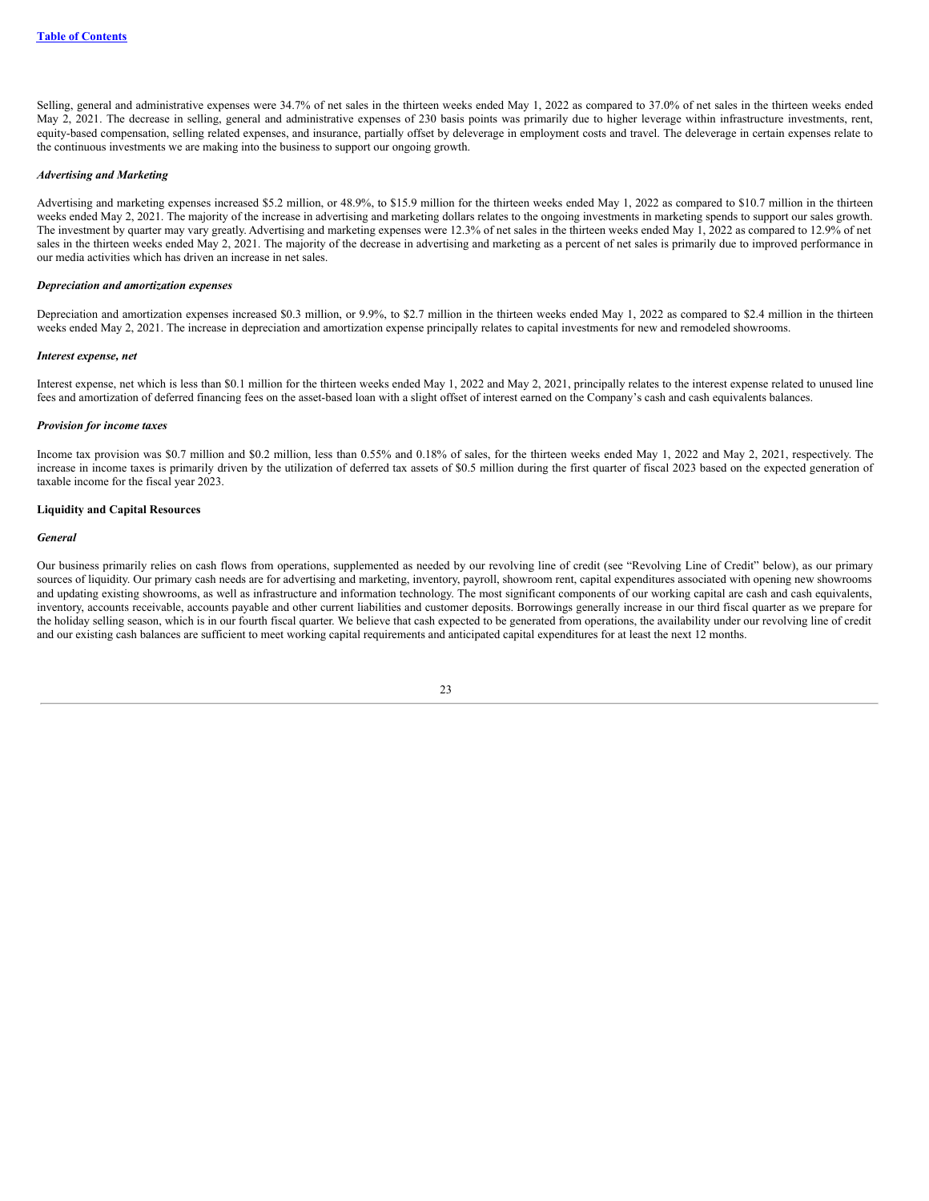Selling, general and administrative expenses were 34.7% of net sales in the thirteen weeks ended May 1, 2022 as compared to 37.0% of net sales in the thirteen weeks ended May 2, 2021. The decrease in selling, general and administrative expenses of 230 basis points was primarily due to higher leverage within infrastructure investments, rent, equity-based compensation, selling related expenses, and insurance, partially offset by deleverage in employment costs and travel. The deleverage in certain expenses relate to the continuous investments we are making into the business to support our ongoing growth.

***Advertising and Marketing***

Advertising and marketing expenses increased $5.2 million, or 48.9%, to $15.9 million for the thirteen weeks ended May 1, 2022 as compared to $10.7 million in the thirteen weeks ended May 2, 2021. The majority of the increase in advertising and marketing dollars relates to the ongoing investments in marketing spends to support our sales growth. The investment by quarter may vary greatly. Advertising and marketing expenses were 12.3% of net sales in the thirteen weeks ended May 1, 2022 as compared to 12.9% of net sales in the thirteen weeks ended May 2, 2021. The majority of the decrease in advertising and marketing as a percent of net sales is primarily due to improved performance in our media activities which has driven an increase in net sales.

***Depreciation and amortization expenses***

Depreciation and amortization expenses increased $0.3 million, or 9.9%, to $2.7 million in the thirteen weeks ended May 1, 2022 as compared to $2.4 million in the thirteen weeks ended May 2, 2021. The increase in depreciation and amortization expense principally relates to capital investments for new and remodeled showrooms.

***Interest expense, net***

Interest expense, net which is less than $0.1 million for the thirteen weeks ended May 1, 2022 and May 2, 2021, principally relates to the interest expense related to unused line fees and amortization of deferred financing fees on the asset-based loan with a slight offset of interest earned on the Company's cash and cash equivalents balances.

***Provision for income taxes***

Income tax provision was $0.7 million and $0.2 million, less than 0.55% and 0.18% of sales, for the thirteen weeks ended May 1, 2022 and May 2, 2021, respectively. The increase in income taxes is primarily driven by the utilization of deferred tax assets of $0.5 million during the first quarter of fiscal 2023 based on the expected generation of taxable income for the fiscal year 2023.

**Liquidity and Capital Resources**

***General***

Our business primarily relies on cash flows from operations, supplemented as needed by our revolving line of credit (see "Revolving Line of Credit" below), as our primary sources of liquidity. Our primary cash needs are for advertising and marketing, inventory, payroll, showroom rent, capital expenditures associated with opening new showrooms and updating existing showrooms, as well as infrastructure and information technology. The most significant components of our working capital are cash and cash equivalents, inventory, accounts receivable, accounts payable and other current liabilities and customer deposits. Borrowings generally increase in our third fiscal quarter as we prepare for the holiday selling season, which is in our fourth fiscal quarter. We believe that cash expected to be generated from operations, the availability under our revolving line of credit and our existing cash balances are sufficient to meet working capital requirements and anticipated capital expenditures for at least the next 12 months.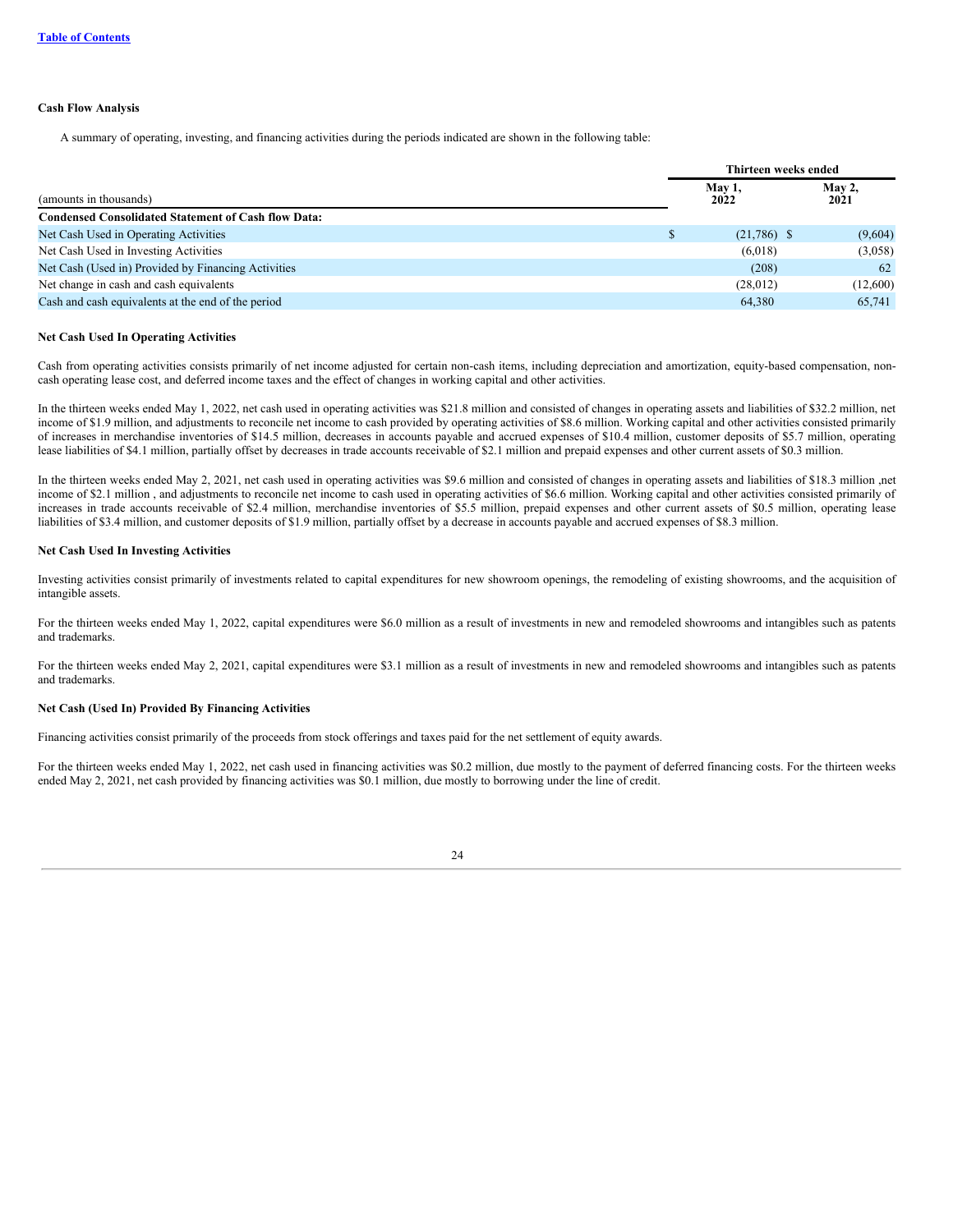**Cash Flow Analysis**

A summary of operating, investing, and financing activities during the periods indicated are shown in the following table:

| (amounts in thousands) | Thirteen weeks ended May 1, 2022 | Thirteen weeks ended May 2, 2021 |
|---|---|---|
| **Condensed Consolidated Statement of Cash flow Data:** | | |
| Net Cash Used in Operating Activities | $ (21,786) | $ (9,604) |
| Net Cash Used in Investing Activities | (6,018) | (3,058) |
| Net Cash (Used in) Provided by Financing Activities | (208) | 62 |
| Net change in cash and cash equivalents | (28,012) | (12,600) |
| Cash and cash equivalents at the end of the period | 64,380 | 65,741 |

**Net Cash Used In Operating Activities**

Cash from operating activities consists primarily of net income adjusted for certain non-cash items, including depreciation and amortization, equity-based compensation, non-cash operating lease cost, and deferred income taxes and the effect of changes in working capital and other activities.

In the thirteen weeks ended May 1, 2022, net cash used in operating activities was $21.8 million and consisted of changes in operating assets and liabilities of $32.2 million, net income of $1.9 million, and adjustments to reconcile net income to cash provided by operating activities of $8.6 million. Working capital and other activities consisted primarily of increases in merchandise inventories of $14.5 million, decreases in accounts payable and accrued expenses of $10.4 million, customer deposits of $5.7 million, operating lease liabilities of $4.1 million, partially offset by decreases in trade accounts receivable of $2.1 million and prepaid expenses and other current assets of $0.3 million.

In the thirteen weeks ended May 2, 2021, net cash used in operating activities was $9.6 million and consisted of changes in operating assets and liabilities of $18.3 million ,net income of $2.1 million , and adjustments to reconcile net income to cash used in operating activities of $6.6 million. Working capital and other activities consisted primarily of increases in trade accounts receivable of $2.4 million, merchandise inventories of $5.5 million, prepaid expenses and other current assets of $0.5 million, operating lease liabilities of $3.4 million, and customer deposits of $1.9 million, partially offset by a decrease in accounts payable and accrued expenses of $8.3 million.

**Net Cash Used In Investing Activities**

Investing activities consist primarily of investments related to capital expenditures for new showroom openings, the remodeling of existing showrooms, and the acquisition of intangible assets.

For the thirteen weeks ended May 1, 2022, capital expenditures were $6.0 million as a result of investments in new and remodeled showrooms and intangibles such as patents and trademarks.

For the thirteen weeks ended May 2, 2021, capital expenditures were $3.1 million as a result of investments in new and remodeled showrooms and intangibles such as patents and trademarks.

**Net Cash (Used In) Provided By Financing Activities**

Financing activities consist primarily of the proceeds from stock offerings and taxes paid for the net settlement of equity awards.

For the thirteen weeks ended May 1, 2022, net cash used in financing activities was $0.2 million, due mostly to the payment of deferred financing costs. For the thirteen weeks ended May 2, 2021, net cash provided by financing activities was $0.1 million, due mostly to borrowing under the line of credit.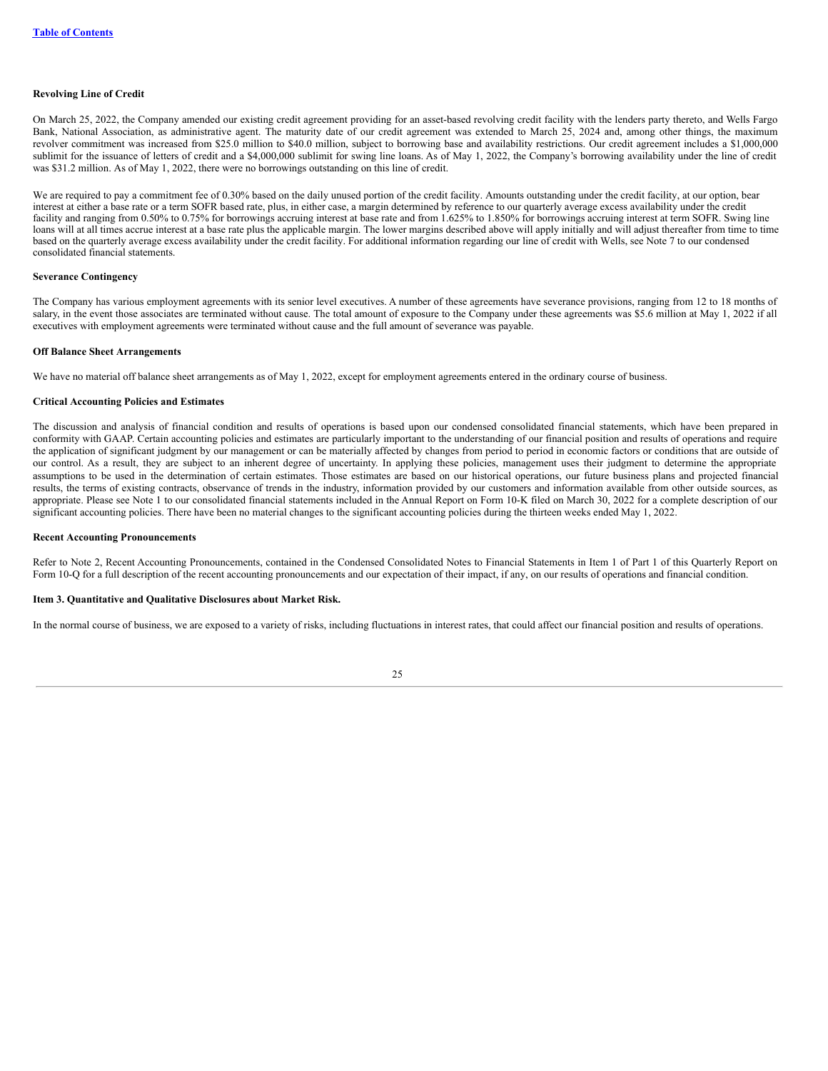**Revolving Line of Credit**

On March 25, 2022, the Company amended our existing credit agreement providing for an asset-based revolving credit facility with the lenders party thereto, and Wells Fargo Bank, National Association, as administrative agent. The maturity date of our credit agreement was extended to March 25, 2024 and, among other things, the maximum revolver commitment was increased from $25.0 million to $40.0 million, subject to borrowing base and availability restrictions. Our credit agreement includes a $1,000,000 sublimit for the issuance of letters of credit and a $4,000,000 sublimit for swing line loans. As of May 1, 2022, the Company's borrowing availability under the line of credit was $31.2 million. As of May 1, 2022, there were no borrowings outstanding on this line of credit.

We are required to pay a commitment fee of 0.30% based on the daily unused portion of the credit facility. Amounts outstanding under the credit facility, at our option, bear interest at either a base rate or a term SOFR based rate, plus, in either case, a margin determined by reference to our quarterly average excess availability under the credit facility and ranging from 0.50% to 0.75% for borrowings accruing interest at base rate and from 1.625% to 1.850% for borrowings accruing interest at term SOFR. Swing line loans will at all times accrue interest at a base rate plus the applicable margin. The lower margins described above will apply initially and will adjust thereafter from time to time based on the quarterly average excess availability under the credit facility. For additional information regarding our line of credit with Wells, see Note 7 to our condensed consolidated financial statements.

**Severance Contingency**

The Company has various employment agreements with its senior level executives. A number of these agreements have severance provisions, ranging from 12 to 18 months of salary, in the event those associates are terminated without cause. The total amount of exposure to the Company under these agreements was $5.6 million at May 1, 2022 if all executives with employment agreements were terminated without cause and the full amount of severance was payable.

**Off Balance Sheet Arrangements**

We have no material off balance sheet arrangements as of May 1, 2022, except for employment agreements entered in the ordinary course of business.

**Critical Accounting Policies and Estimates**

The discussion and analysis of financial condition and results of operations is based upon our condensed consolidated financial statements, which have been prepared in conformity with GAAP. Certain accounting policies and estimates are particularly important to the understanding of our financial position and results of operations and require the application of significant judgment by our management or can be materially affected by changes from period to period in economic factors or conditions that are outside of our control. As a result, they are subject to an inherent degree of uncertainty. In applying these policies, management uses their judgment to determine the appropriate assumptions to be used in the determination of certain estimates. Those estimates are based on our historical operations, our future business plans and projected financial results, the terms of existing contracts, observance of trends in the industry, information provided by our customers and information available from other outside sources, as appropriate. Please see Note 1 to our consolidated financial statements included in the Annual Report on Form 10-K filed on March 30, 2022 for a complete description of our significant accounting policies. There have been no material changes to the significant accounting policies during the thirteen weeks ended May 1, 2022.

**Recent Accounting Pronouncements**

Refer to Note 2, Recent Accounting Pronouncements, contained in the Condensed Consolidated Notes to Financial Statements in Item 1 of Part 1 of this Quarterly Report on Form 10-Q for a full description of the recent accounting pronouncements and our expectation of their impact, if any, on our results of operations and financial condition.

**Item 3. Quantitative and Qualitative Disclosures about Market Risk.**

In the normal course of business, we are exposed to a variety of risks, including fluctuations in interest rates, that could affect our financial position and results of operations.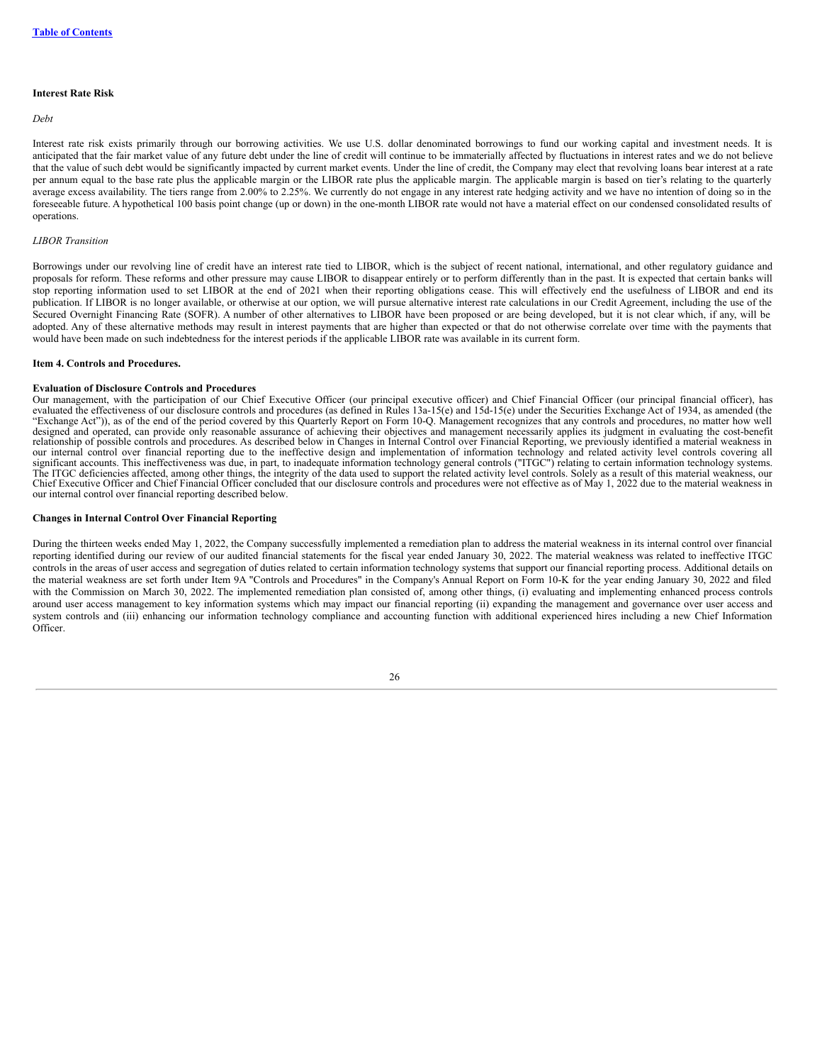**Interest Rate Risk**

*Debt*

Interest rate risk exists primarily through our borrowing activities. We use U.S. dollar denominated borrowings to fund our working capital and investment needs. It is anticipated that the fair market value of any future debt under the line of credit will continue to be immaterially affected by fluctuations in interest rates and we do not believe that the value of such debt would be significantly impacted by current market events. Under the line of credit, the Company may elect that revolving loans bear interest at a rate per annum equal to the base rate plus the applicable margin or the LIBOR rate plus the applicable margin. The applicable margin is based on tier's relating to the quarterly average excess availability. The tiers range from 2.00% to 2.25%. We currently do not engage in any interest rate hedging activity and we have no intention of doing so in the foreseeable future. A hypothetical 100 basis point change (up or down) in the one-month LIBOR rate would not have a material effect on our condensed consolidated results of operations.

*LIBOR Transition*

Borrowings under our revolving line of credit have an interest rate tied to LIBOR, which is the subject of recent national, international, and other regulatory guidance and proposals for reform. These reforms and other pressure may cause LIBOR to disappear entirely or to perform differently than in the past. It is expected that certain banks will stop reporting information used to set LIBOR at the end of 2021 when their reporting obligations cease. This will effectively end the usefulness of LIBOR and end its publication. If LIBOR is no longer available, or otherwise at our option, we will pursue alternative interest rate calculations in our Credit Agreement, including the use of the Secured Overnight Financing Rate (SOFR). A number of other alternatives to LIBOR have been proposed or are being developed, but it is not clear which, if any, will be adopted. Any of these alternative methods may result in interest payments that are higher than expected or that do not otherwise correlate over time with the payments that would have been made on such indebtedness for the interest periods if the applicable LIBOR rate was available in its current form.

**Item 4. Controls and Procedures.**

**Evaluation of Disclosure Controls and Procedures**

Our management, with the participation of our Chief Executive Officer (our principal executive officer) and Chief Financial Officer (our principal financial officer), has evaluated the effectiveness of our disclosure controls and procedures (as defined in Rules 13a-15(e) and 15d-15(e) under the Securities Exchange Act of 1934, as amended (the "Exchange Act")), as of the end of the period covered by this Quarterly Report on Form 10-Q. Management recognizes that any controls and procedures, no matter how well designed and operated, can provide only reasonable assurance of achieving their objectives and management necessarily applies its judgment in evaluating the cost-benefit relationship of possible controls and procedures. As described below in Changes in Internal Control over Financial Reporting, we previously identified a material weakness in our internal control over financial reporting due to the ineffective design and implementation of information technology and related activity level controls covering all significant accounts. This ineffectiveness was due, in part, to inadequate information technology general controls ("ITGC") relating to certain information technology systems. The ITGC deficiencies affected, among other things, the integrity of the data used to support the related activity level controls. Solely as a result of this material weakness, our Chief Executive Officer and Chief Financial Officer concluded that our disclosure controls and procedures were not effective as of May 1, 2022 due to the material weakness in our internal control over financial reporting described below.

**Changes in Internal Control Over Financial Reporting**

During the thirteen weeks ended May 1, 2022, the Company successfully implemented a remediation plan to address the material weakness in its internal control over financial reporting identified during our review of our audited financial statements for the fiscal year ended January 30, 2022. The material weakness was related to ineffective ITGC controls in the areas of user access and segregation of duties related to certain information technology systems that support our financial reporting process. Additional details on the material weakness are set forth under Item 9A "Controls and Procedures" in the Company's Annual Report on Form 10-K for the year ending January 30, 2022 and filed with the Commission on March 30, 2022. The implemented remediation plan consisted of, among other things, (i) evaluating and implementing enhanced process controls around user access management to key information systems which may impact our financial reporting (ii) expanding the management and governance over user access and system controls and (iii) enhancing our information technology compliance and accounting function with additional experienced hires including a new Chief Information Officer.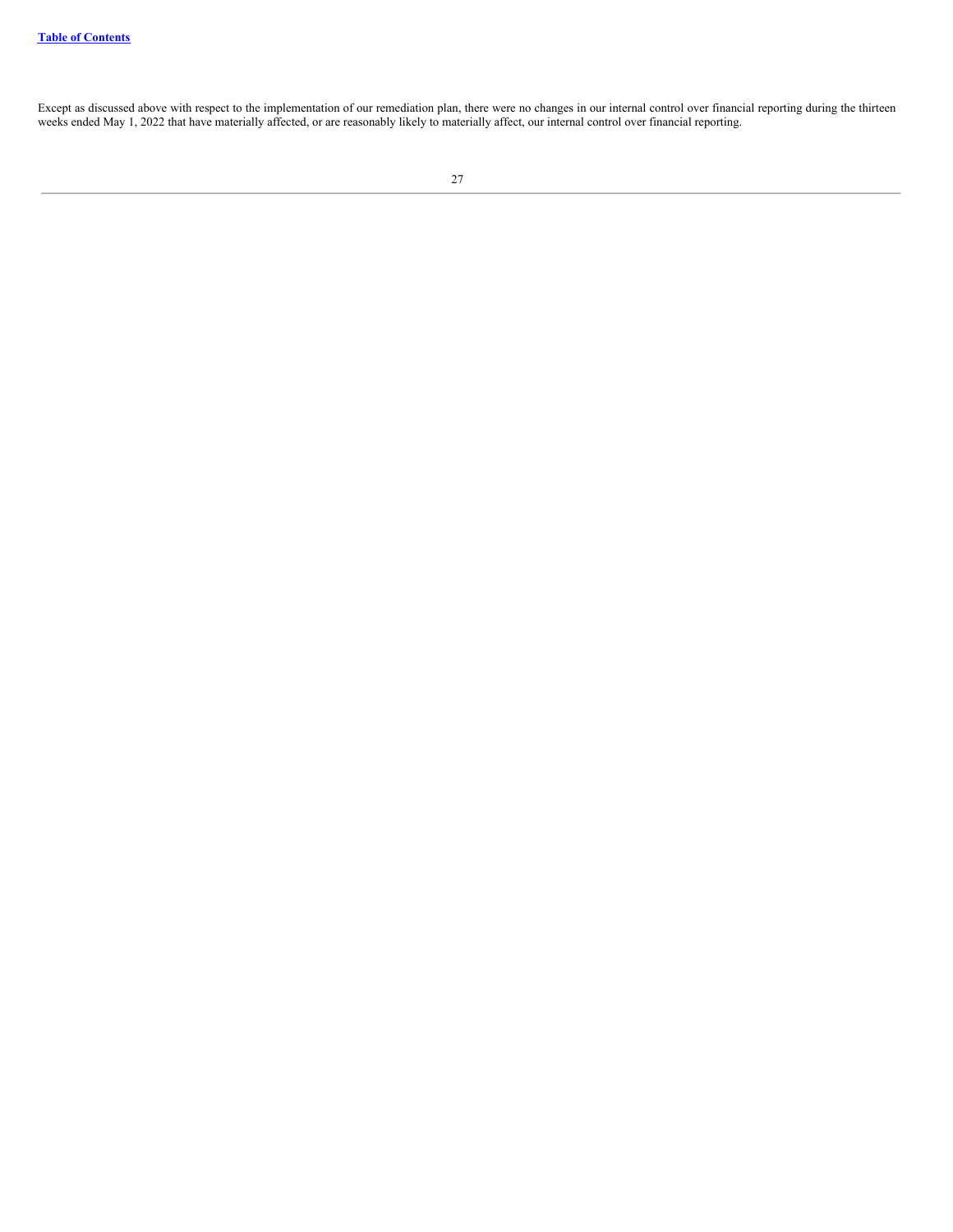Except as discussed above with respect to the implementation of our remediation plan, there were no changes in our internal control over financial reporting during the thirteen weeks ended May 1, 2022 that have materially affected, or are reasonably likely to materially affect, our internal control over financial reporting.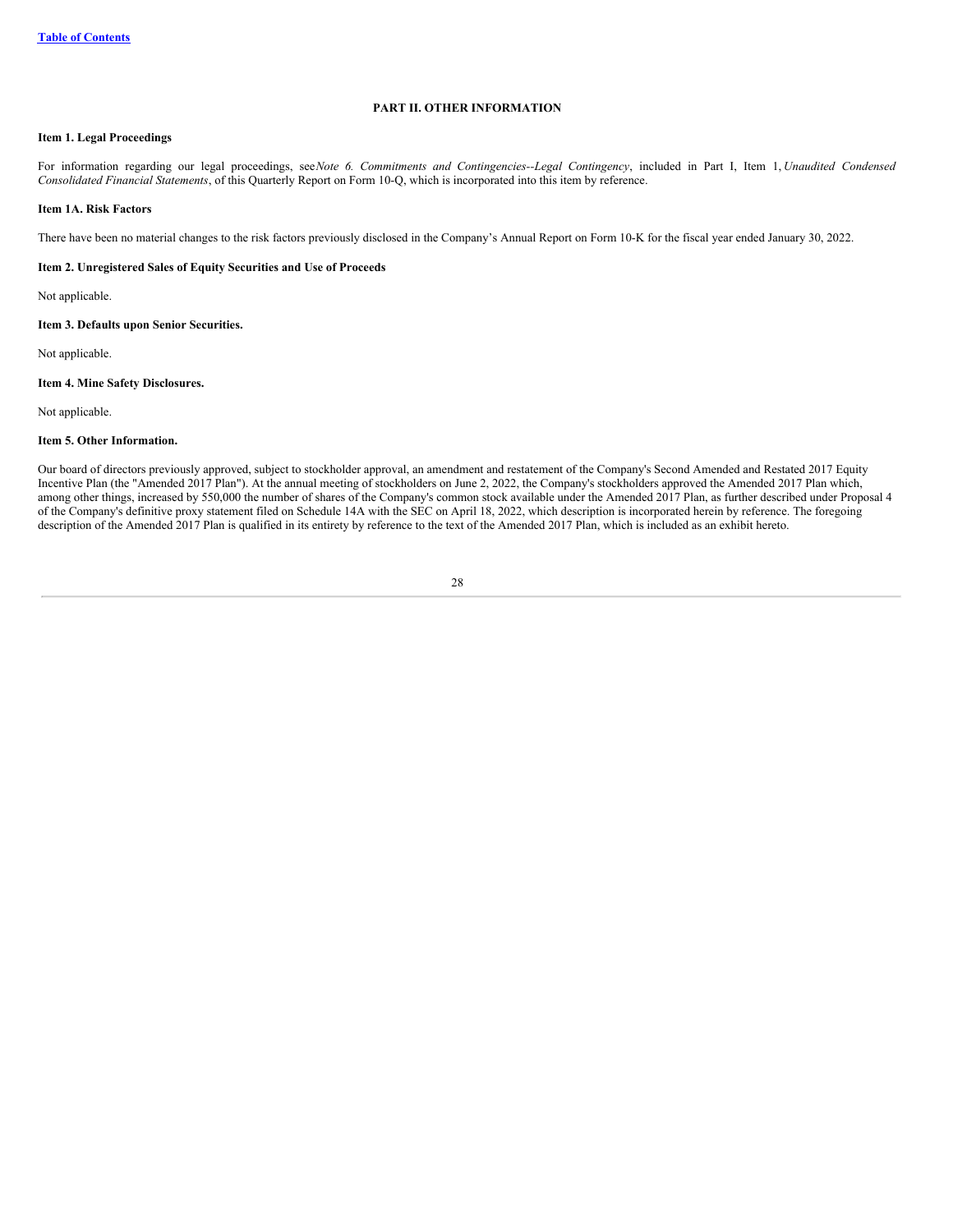## PART II. OTHER INFORMATION

### Item 1. Legal Proceedings

For information regarding our legal proceedings, see *Note 6. Commitments and Contingencies--Legal Contingency*, included in Part I, Item 1, *Unaudited Condensed Consolidated Financial Statements*, of this Quarterly Report on Form 10-Q, which is incorporated into this item by reference.

### Item 1A. Risk Factors

There have been no material changes to the risk factors previously disclosed in the Company's Annual Report on Form 10-K for the fiscal year ended January 30, 2022.

### Item 2. Unregistered Sales of Equity Securities and Use of Proceeds

Not applicable.

### Item 3. Defaults upon Senior Securities.

Not applicable.

### Item 4. Mine Safety Disclosures.

Not applicable.

### Item 5. Other Information.

Our board of directors previously approved, subject to stockholder approval, an amendment and restatement of the Company's Second Amended and Restated 2017 Equity Incentive Plan (the "Amended 2017 Plan"). At the annual meeting of stockholders on June 2, 2022, the Company's stockholders approved the Amended 2017 Plan which, among other things, increased by 550,000 the number of shares of the Company's common stock available under the Amended 2017 Plan, as further described under Proposal 4 of the Company's definitive proxy statement filed on Schedule 14A with the SEC on April 18, 2022, which description is incorporated herein by reference. The foregoing description of the Amended 2017 Plan is qualified in its entirety by reference to the text of the Amended 2017 Plan, which is included as an exhibit hereto.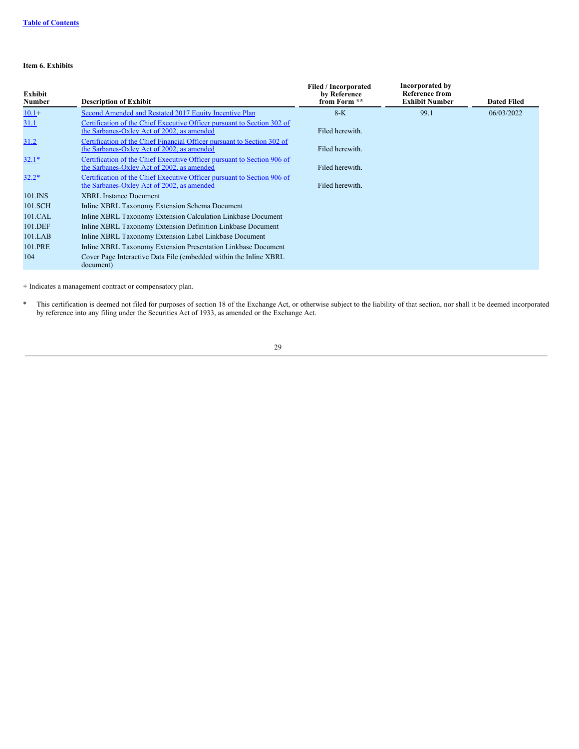**Item 6. Exhibits**

| Exhibit Number | Description of Exhibit | Filed / Incorporated by Reference from Form ** | Incorporated by Reference from Exhibit Number | Dated Filed |
|---|---|---|---|---|
| 10.1+ | Second Amended and Restated 2017 Equity Incentive Plan | 8-K | 99.1 | 06/03/2022 |
| 31.1 | Certification of the Chief Executive Officer pursuant to Section 302 of the Sarbanes-Oxley Act of 2002, as amended | Filed herewith. | | |
| 31.2 | Certification of the Chief Financial Officer pursuant to Section 302 of the Sarbanes-Oxley Act of 2002, as amended | Filed herewith. | | |
| 32.1* | Certification of the Chief Executive Officer pursuant to Section 906 of the Sarbanes-Oxley Act of 2002, as amended | Filed herewith. | | |
| 32.2* | Certification of the Chief Executive Officer pursuant to Section 906 of the Sarbanes-Oxley Act of 2002, as amended | Filed herewith. | | |
| 101.INS | XBRL Instance Document | | | |
| 101.SCH | Inline XBRL Taxonomy Extension Schema Document | | | |
| 101.CAL | Inline XBRL Taxonomy Extension Calculation Linkbase Document | | | |
| 101.DEF | Inline XBRL Taxonomy Extension Definition Linkbase Document | | | |
| 101.LAB | Inline XBRL Taxonomy Extension Label Linkbase Document | | | |
| 101.PRE | Inline XBRL Taxonomy Extension Presentation Linkbase Document | | | |
| 104 | Cover Page Interactive Data File (embedded within the Inline XBRL document) | | | |

+ Indicates a management contract or compensatory plan.

\* This certification is deemed not filed for purposes of section 18 of the Exchange Act, or otherwise subject to the liability of that section, nor shall it be deemed incorporated by reference into any filing under the Securities Act of 1933, as amended or the Exchange Act.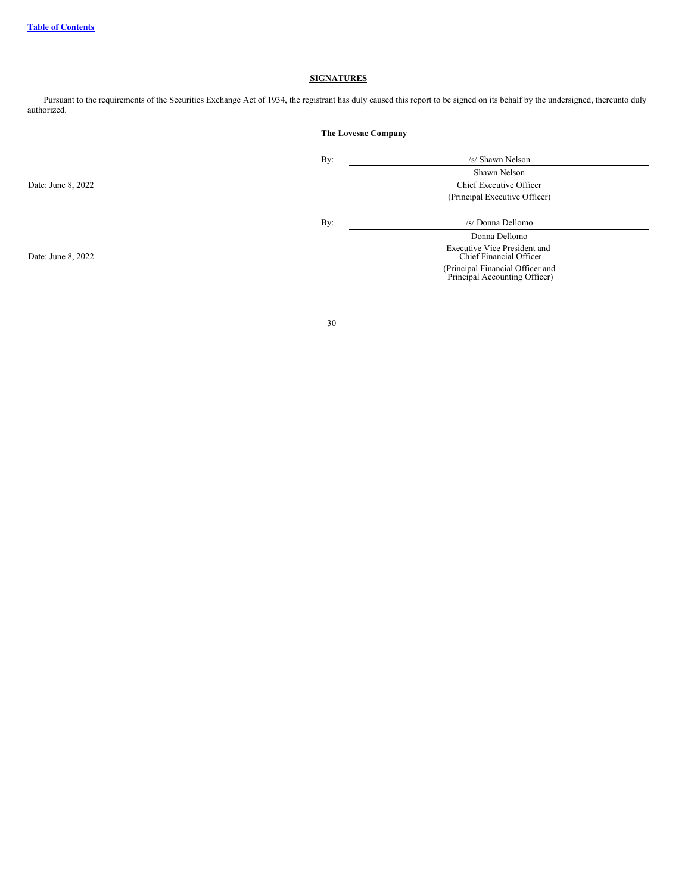## SIGNATURES

Pursuant to the requirements of the Securities Exchange Act of 1934, the registrant has duly caused this report to be signed on its behalf by the undersigned, thereunto duly authorized.

**The Lovesac Company**

| | | |
|---|---|---|
| | By: | /s/ Shawn Nelson |
| | | Shawn Nelson |
| Date: June 8, 2022 | | Chief Executive Officer |
| | | (Principal Executive Officer) |
| | By: | /s/ Donna Dellomo |
| | | Donna Dellomo |
| Date: June 8, 2022 | | Executive Vice President and Chief Financial Officer |
| | | (Principal Financial Officer and Principal Accounting Officer) |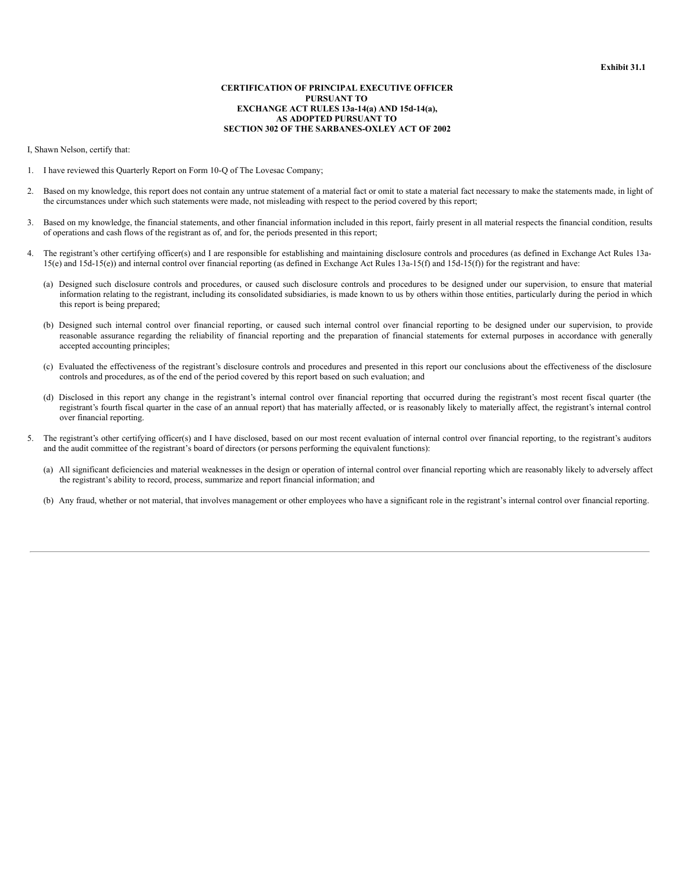**Exhibit 31.1**

**CERTIFICATION OF PRINCIPAL EXECUTIVE OFFICER
PURSUANT TO
EXCHANGE ACT RULES 13a-14(a) AND 15d-14(a),
AS ADOPTED PURSUANT TO
SECTION 302 OF THE SARBANES-OXLEY ACT OF 2002**

I, Shawn Nelson, certify that:

1. I have reviewed this Quarterly Report on Form 10-Q of The Lovesac Company;

2. Based on my knowledge, this report does not contain any untrue statement of a material fact or omit to state a material fact necessary to make the statements made, in light of the circumstances under which such statements were made, not misleading with respect to the period covered by this report;

3. Based on my knowledge, the financial statements, and other financial information included in this report, fairly present in all material respects the financial condition, results of operations and cash flows of the registrant as of, and for, the periods presented in this report;

4. The registrant's other certifying officer(s) and I are responsible for establishing and maintaining disclosure controls and procedures (as defined in Exchange Act Rules 13a-15(e) and 15d-15(e)) and internal control over financial reporting (as defined in Exchange Act Rules 13a-15(f) and 15d-15(f)) for the registrant and have:

   (a) Designed such disclosure controls and procedures, or caused such disclosure controls and procedures to be designed under our supervision, to ensure that material information relating to the registrant, including its consolidated subsidiaries, is made known to us by others within those entities, particularly during the period in which this report is being prepared;

   (b) Designed such internal control over financial reporting, or caused such internal control over financial reporting to be designed under our supervision, to provide reasonable assurance regarding the reliability of financial reporting and the preparation of financial statements for external purposes in accordance with generally accepted accounting principles;

   (c) Evaluated the effectiveness of the registrant's disclosure controls and procedures and presented in this report our conclusions about the effectiveness of the disclosure controls and procedures, as of the end of the period covered by this report based on such evaluation; and

   (d) Disclosed in this report any change in the registrant's internal control over financial reporting that occurred during the registrant's most recent fiscal quarter (the registrant's fourth fiscal quarter in the case of an annual report) that has materially affected, or is reasonably likely to materially affect, the registrant's internal control over financial reporting.

5. The registrant's other certifying officer(s) and I have disclosed, based on our most recent evaluation of internal control over financial reporting, to the registrant's auditors and the audit committee of the registrant's board of directors (or persons performing the equivalent functions):

   (a) All significant deficiencies and material weaknesses in the design or operation of internal control over financial reporting which are reasonably likely to adversely affect the registrant's ability to record, process, summarize and report financial information; and

   (b) Any fraud, whether or not material, that involves management or other employees who have a significant role in the registrant's internal control over financial reporting.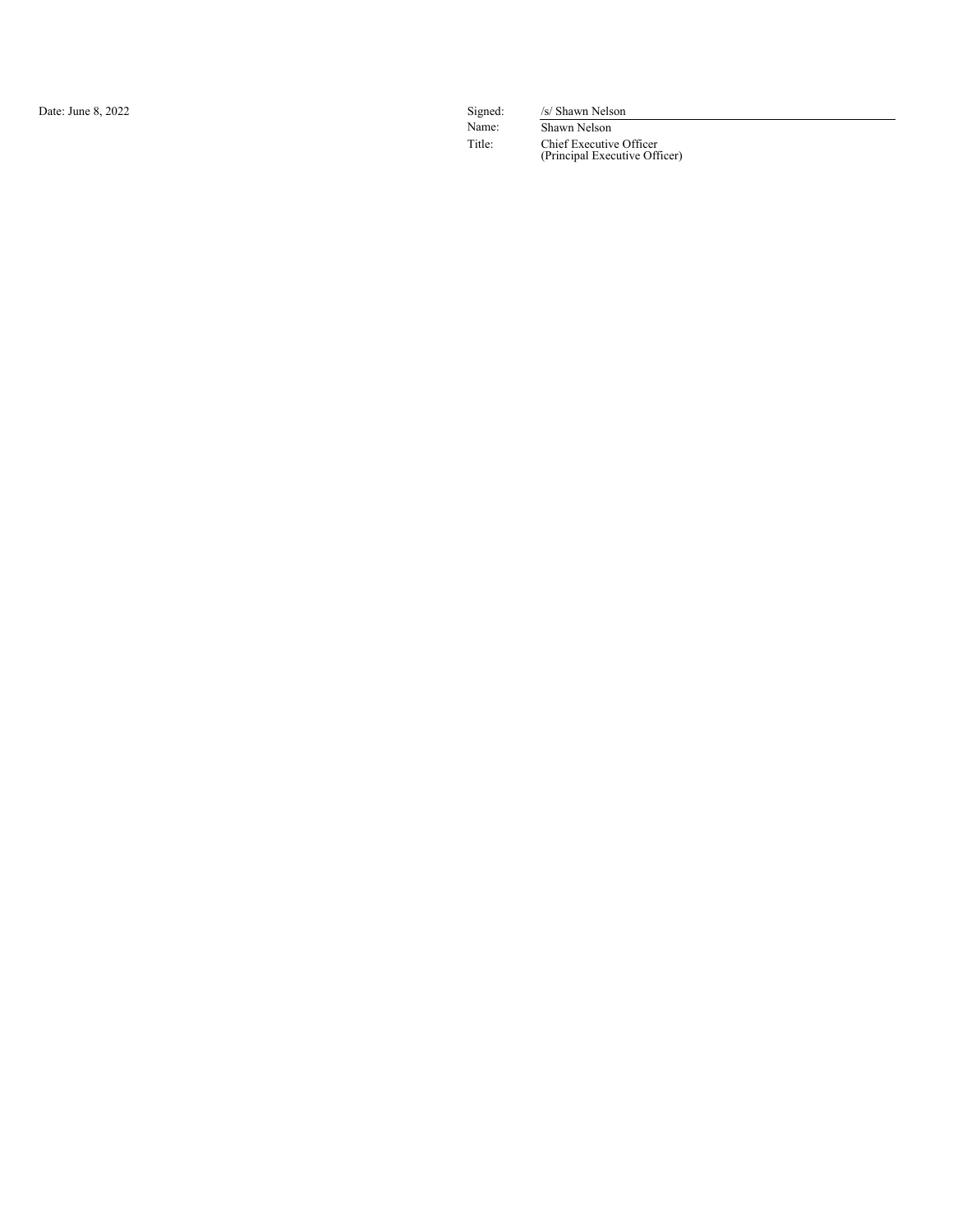Date: June 8, 2022

| | |
|---|---|
| Signed: | /s/ Shawn Nelson |
| Name: | Shawn Nelson |
| Title: | Chief Executive Officer<br>(Principal Executive Officer) |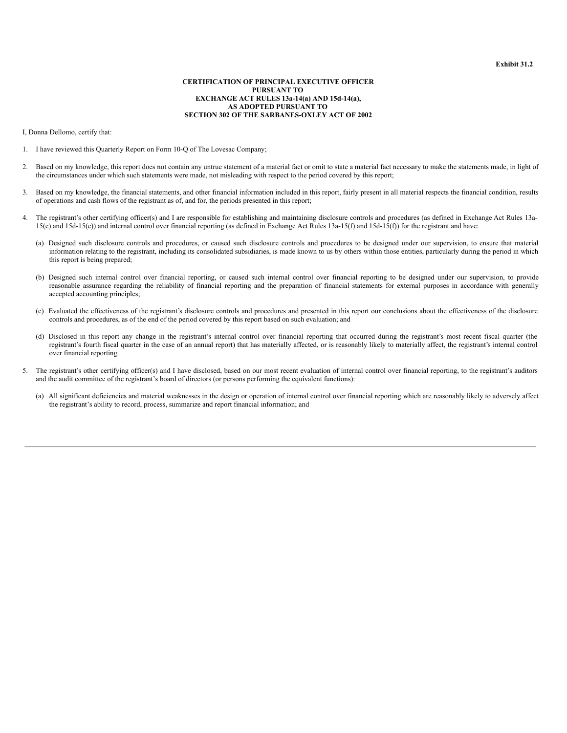**Exhibit 31.2**

**CERTIFICATION OF PRINCIPAL EXECUTIVE OFFICER**
**PURSUANT TO**
**EXCHANGE ACT RULES 13a-14(a) AND 15d-14(a),**
**AS ADOPTED PURSUANT TO**
**SECTION 302 OF THE SARBANES-OXLEY ACT OF 2002**

I, Donna Dellomo, certify that:

1. I have reviewed this Quarterly Report on Form 10-Q of The Lovesac Company;

2. Based on my knowledge, this report does not contain any untrue statement of a material fact or omit to state a material fact necessary to make the statements made, in light of the circumstances under which such statements were made, not misleading with respect to the period covered by this report;

3. Based on my knowledge, the financial statements, and other financial information included in this report, fairly present in all material respects the financial condition, results of operations and cash flows of the registrant as of, and for, the periods presented in this report;

4. The registrant's other certifying officer(s) and I are responsible for establishing and maintaining disclosure controls and procedures (as defined in Exchange Act Rules 13a-15(e) and 15d-15(e)) and internal control over financial reporting (as defined in Exchange Act Rules 13a-15(f) and 15d-15(f)) for the registrant and have:

   (a) Designed such disclosure controls and procedures, or caused such disclosure controls and procedures to be designed under our supervision, to ensure that material information relating to the registrant, including its consolidated subsidiaries, is made known to us by others within those entities, particularly during the period in which this report is being prepared;

   (b) Designed such internal control over financial reporting, or caused such internal control over financial reporting to be designed under our supervision, to provide reasonable assurance regarding the reliability of financial reporting and the preparation of financial statements for external purposes in accordance with generally accepted accounting principles;

   (c) Evaluated the effectiveness of the registrant's disclosure controls and procedures and presented in this report our conclusions about the effectiveness of the disclosure controls and procedures, as of the end of the period covered by this report based on such evaluation; and

   (d) Disclosed in this report any change in the registrant's internal control over financial reporting that occurred during the registrant's most recent fiscal quarter (the registrant's fourth fiscal quarter in the case of an annual report) that has materially affected, or is reasonably likely to materially affect, the registrant's internal control over financial reporting.

5. The registrant's other certifying officer(s) and I have disclosed, based on our most recent evaluation of internal control over financial reporting, to the registrant's auditors and the audit committee of the registrant's board of directors (or persons performing the equivalent functions):

   (a) All significant deficiencies and material weaknesses in the design or operation of internal control over financial reporting which are reasonably likely to adversely affect the registrant's ability to record, process, summarize and report financial information; and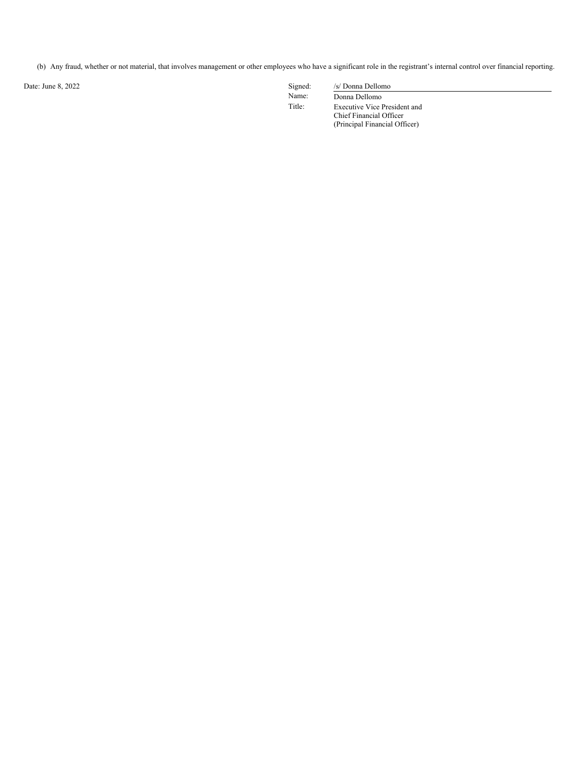(b) Any fraud, whether or not material, that involves management or other employees who have a significant role in the registrant's internal control over financial reporting.

Date: June 8, 2022

| | |
|---|---|
| Signed: | /s/ Donna Dellomo |
| Name: | Donna Dellomo |
| Title: | Executive Vice President and Chief Financial Officer (Principal Financial Officer) |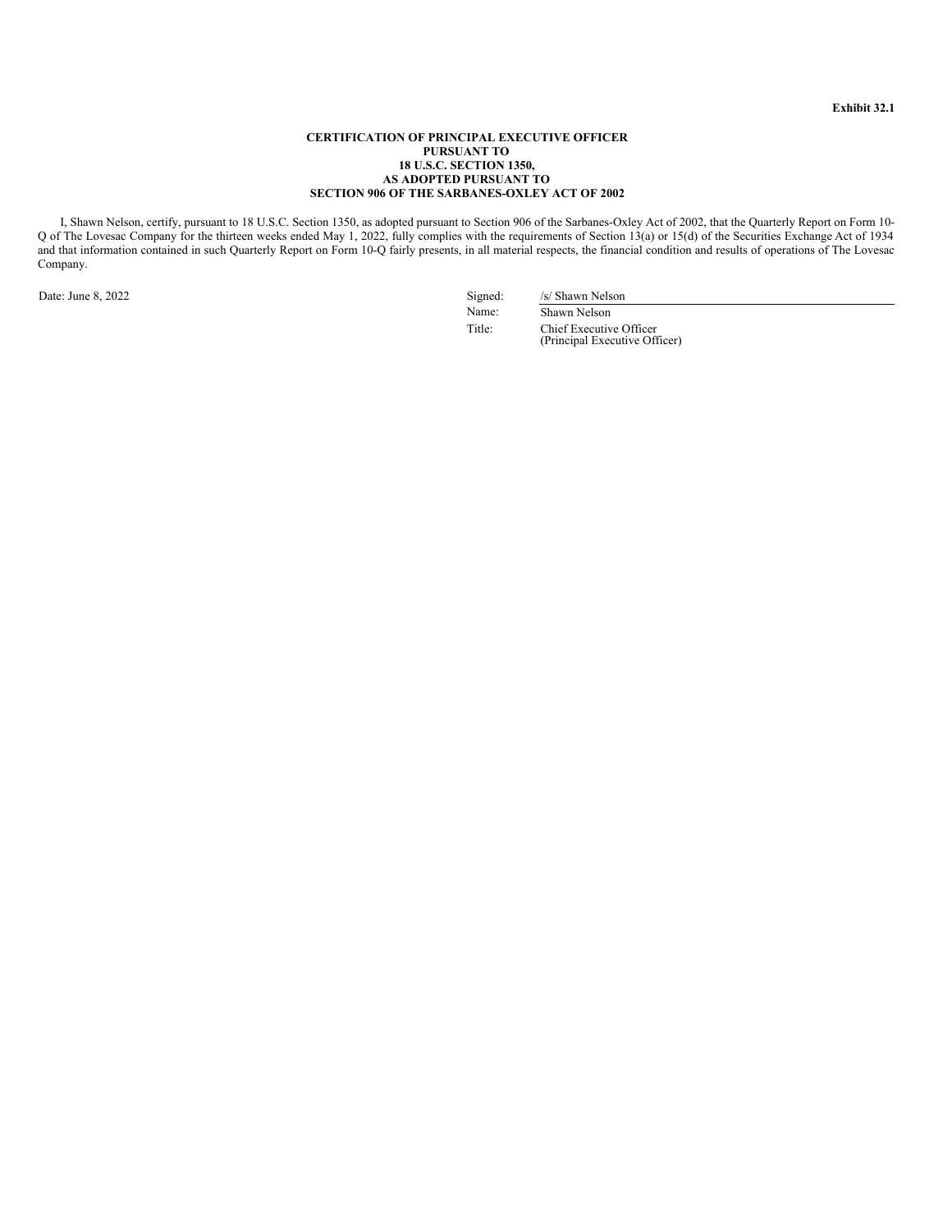**Exhibit 32.1**

**CERTIFICATION OF PRINCIPAL EXECUTIVE OFFICER**
**PURSUANT TO**
**18 U.S.C. SECTION 1350,**
**AS ADOPTED PURSUANT TO**
**SECTION 906 OF THE SARBANES-OXLEY ACT OF 2002**

I, Shawn Nelson, certify, pursuant to 18 U.S.C. Section 1350, as adopted pursuant to Section 906 of the Sarbanes-Oxley Act of 2002, that the Quarterly Report on Form 10-Q of The Lovesac Company for the thirteen weeks ended May 1, 2022, fully complies with the requirements of Section 13(a) or 15(d) of the Securities Exchange Act of 1934 and that information contained in such Quarterly Report on Form 10-Q fairly presents, in all material respects, the financial condition and results of operations of The Lovesac Company.

Date: June 8, 2022

| | |
|---|---|
| Signed: | /s/ Shawn Nelson |
| Name: | Shawn Nelson |
| Title: | Chief Executive Officer (Principal Executive Officer) |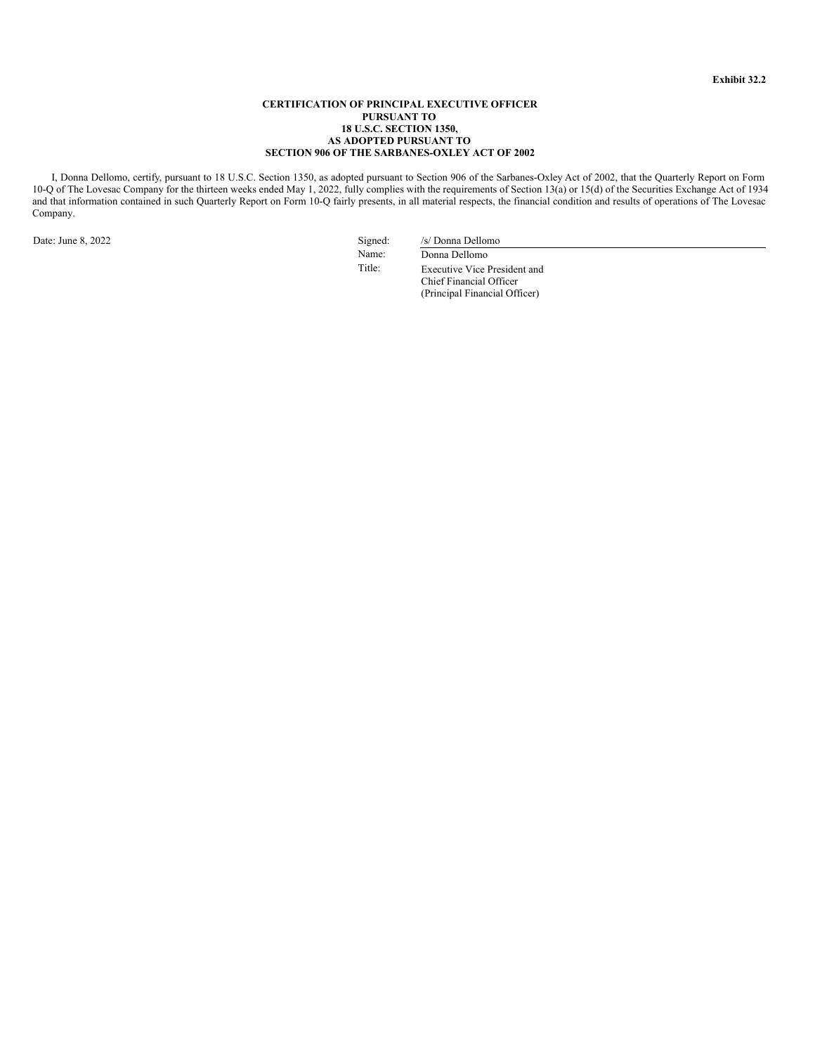Exhibit 32.2

**CERTIFICATION OF PRINCIPAL EXECUTIVE OFFICER**
**PURSUANT TO**
**18 U.S.C. SECTION 1350,**
**AS ADOPTED PURSUANT TO**
**SECTION 906 OF THE SARBANES-OXLEY ACT OF 2002**

I, Donna Dellomo, certify, pursuant to 18 U.S.C. Section 1350, as adopted pursuant to Section 906 of the Sarbanes-Oxley Act of 2002, that the Quarterly Report on Form 10-Q of The Lovesac Company for the thirteen weeks ended May 1, 2022, fully complies with the requirements of Section 13(a) or 15(d) of the Securities Exchange Act of 1934 and that information contained in such Quarterly Report on Form 10-Q fairly presents, in all material respects, the financial condition and results of operations of The Lovesac Company.

| | | |
|---|---|---|
| Date: June 8, 2022 | Signed: | /s/ Donna Dellomo |
| | Name: | Donna Dellomo |
| | Title: | Executive Vice President and Chief Financial Officer (Principal Financial Officer) |